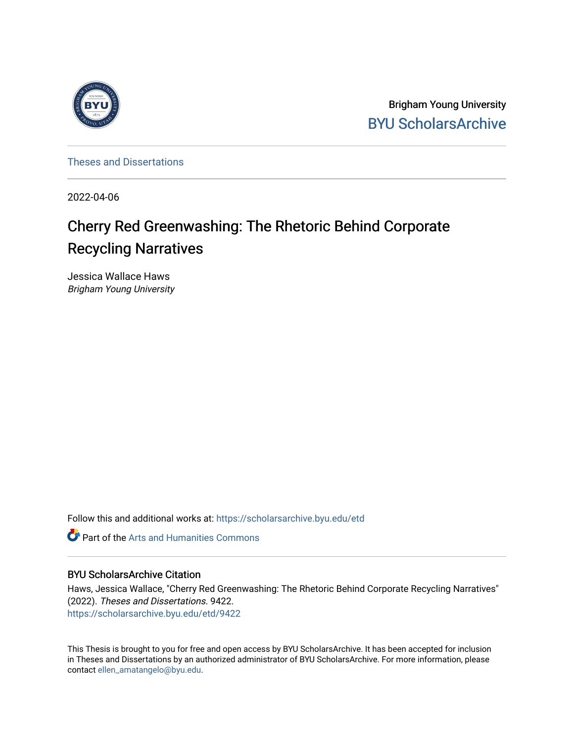Brigham Young University
BYU ScholarsArchive

Theses and Dissertations

2022-04-06

# Cherry Red Greenwashing: The Rhetoric Behind Corporate Recycling Narratives

Jessica Wallace Haws
*Brigham Young University*

Follow this and additional works at: https://scholarsarchive.byu.edu/etd

Part of the Arts and Humanities Commons

## BYU ScholarsArchive Citation

Haws, Jessica Wallace, "Cherry Red Greenwashing: The Rhetoric Behind Corporate Recycling Narratives" (2022). *Theses and Dissertations*. 9422.
https://scholarsarchive.byu.edu/etd/9422

This Thesis is brought to you for free and open access by BYU ScholarsArchive. It has been accepted for inclusion in Theses and Dissertations by an authorized administrator of BYU ScholarsArchive. For more information, please contact ellen_amatangelo@byu.edu.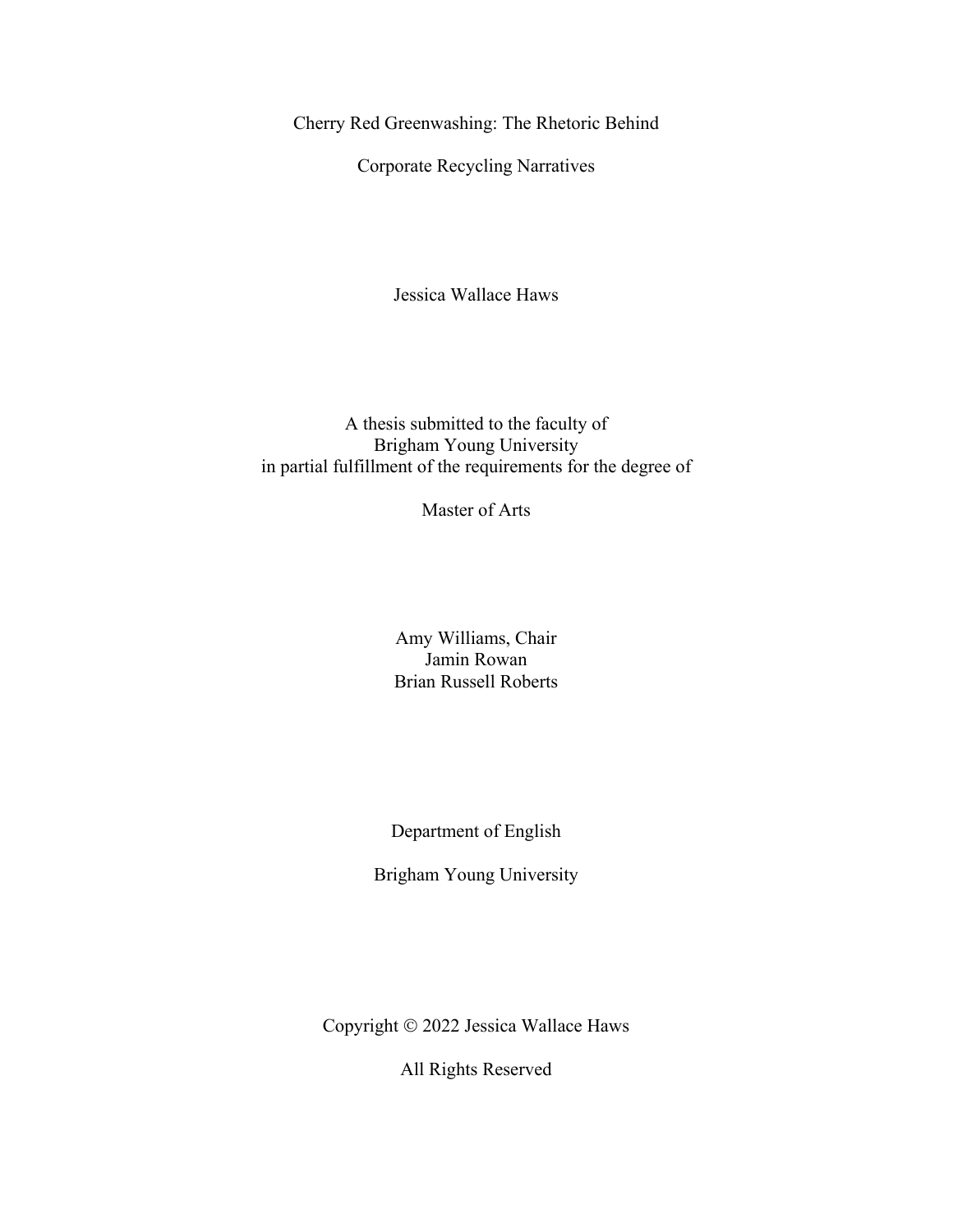# Cherry Red Greenwashing: The Rhetoric Behind Corporate Recycling Narratives

Jessica Wallace Haws

A thesis submitted to the faculty of
Brigham Young University
in partial fulfillment of the requirements for the degree of

Master of Arts

Amy Williams, Chair
Jamin Rowan
Brian Russell Roberts

Department of English

Brigham Young University

Copyright © 2022 Jessica Wallace Haws

All Rights Reserved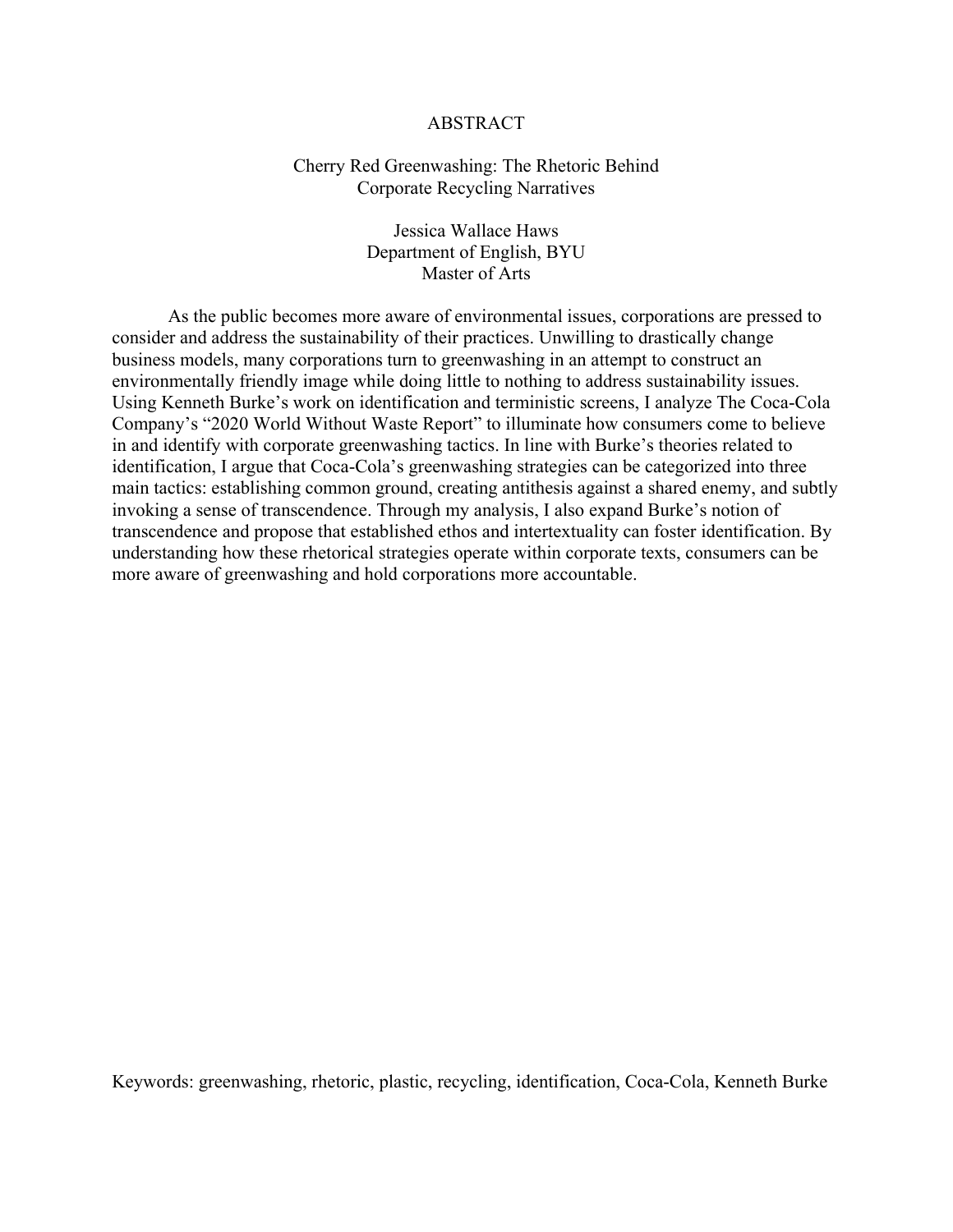# ABSTRACT

Cherry Red Greenwashing: The Rhetoric Behind
Corporate Recycling Narratives

Jessica Wallace Haws
Department of English, BYU
Master of Arts

As the public becomes more aware of environmental issues, corporations are pressed to consider and address the sustainability of their practices. Unwilling to drastically change business models, many corporations turn to greenwashing in an attempt to construct an environmentally friendly image while doing little to nothing to address sustainability issues. Using Kenneth Burke's work on identification and terministic screens, I analyze The Coca-Cola Company's "2020 World Without Waste Report" to illuminate how consumers come to believe in and identify with corporate greenwashing tactics. In line with Burke's theories related to identification, I argue that Coca-Cola's greenwashing strategies can be categorized into three main tactics: establishing common ground, creating antithesis against a shared enemy, and subtly invoking a sense of transcendence. Through my analysis, I also expand Burke's notion of transcendence and propose that established ethos and intertextuality can foster identification. By understanding how these rhetorical strategies operate within corporate texts, consumers can be more aware of greenwashing and hold corporations more accountable.

Keywords: greenwashing, rhetoric, plastic, recycling, identification, Coca-Cola, Kenneth Burke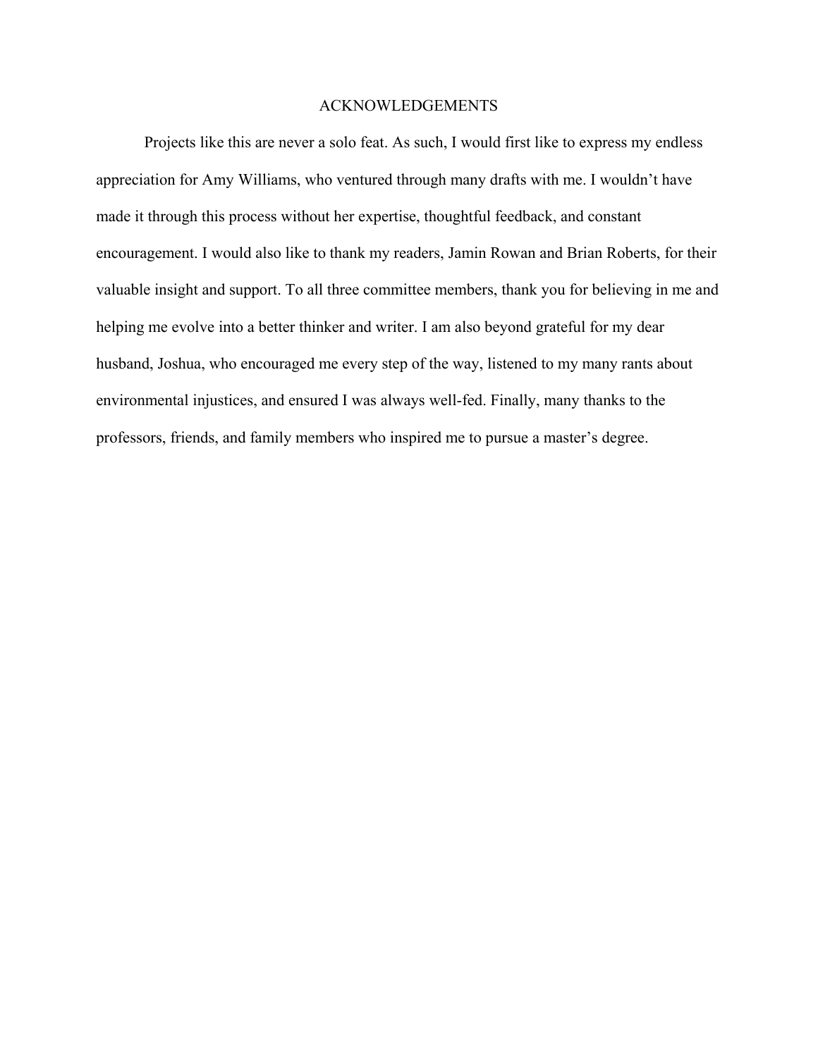# ACKNOWLEDGEMENTS

Projects like this are never a solo feat. As such, I would first like to express my endless appreciation for Amy Williams, who ventured through many drafts with me. I wouldn't have made it through this process without her expertise, thoughtful feedback, and constant encouragement. I would also like to thank my readers, Jamin Rowan and Brian Roberts, for their valuable insight and support. To all three committee members, thank you for believing in me and helping me evolve into a better thinker and writer. I am also beyond grateful for my dear husband, Joshua, who encouraged me every step of the way, listened to my many rants about environmental injustices, and ensured I was always well-fed. Finally, many thanks to the professors, friends, and family members who inspired me to pursue a master's degree.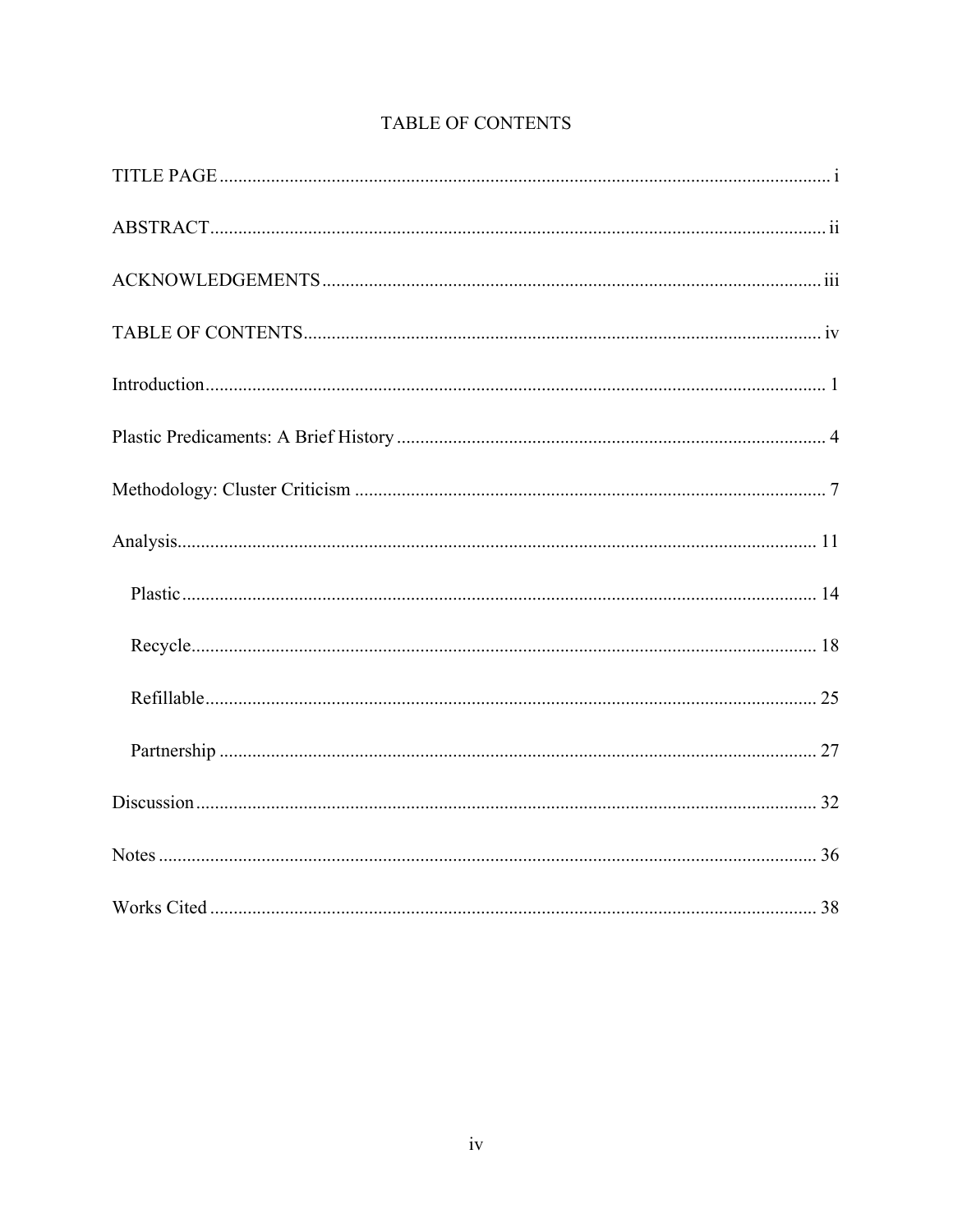# TABLE OF CONTENTS

TITLE PAGE ..... i

ABSTRACT ..... ii

ACKNOWLEDGEMENTS ..... iii

TABLE OF CONTENTS ..... iv

Introduction ..... 1

Plastic Predicaments: A Brief History ..... 4

Methodology: Cluster Criticism ..... 7

Analysis ..... 11

- Plastic ..... 14
- Recycle ..... 18
- Refillable ..... 25
- Partnership ..... 27

Discussion ..... 32

Notes ..... 36

Works Cited ..... 38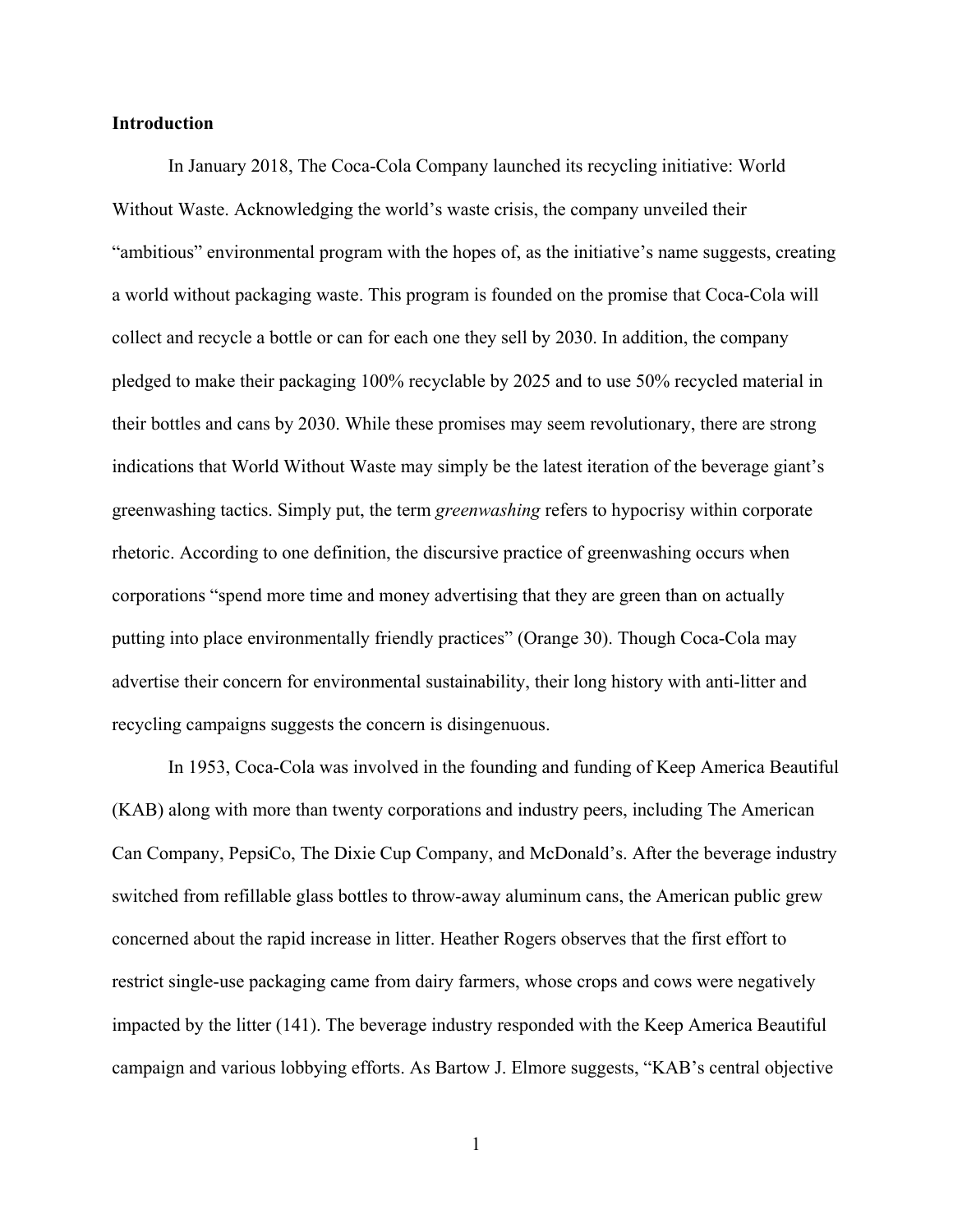**Introduction**

In January 2018, The Coca-Cola Company launched its recycling initiative: World Without Waste. Acknowledging the world's waste crisis, the company unveiled their "ambitious" environmental program with the hopes of, as the initiative's name suggests, creating a world without packaging waste. This program is founded on the promise that Coca-Cola will collect and recycle a bottle or can for each one they sell by 2030. In addition, the company pledged to make their packaging 100% recyclable by 2025 and to use 50% recycled material in their bottles and cans by 2030. While these promises may seem revolutionary, there are strong indications that World Without Waste may simply be the latest iteration of the beverage giant's greenwashing tactics. Simply put, the term *greenwashing* refers to hypocrisy within corporate rhetoric. According to one definition, the discursive practice of greenwashing occurs when corporations "spend more time and money advertising that they are green than on actually putting into place environmentally friendly practices" (Orange 30). Though Coca-Cola may advertise their concern for environmental sustainability, their long history with anti-litter and recycling campaigns suggests the concern is disingenuous.

In 1953, Coca-Cola was involved in the founding and funding of Keep America Beautiful (KAB) along with more than twenty corporations and industry peers, including The American Can Company, PepsiCo, The Dixie Cup Company, and McDonald's. After the beverage industry switched from refillable glass bottles to throw-away aluminum cans, the American public grew concerned about the rapid increase in litter. Heather Rogers observes that the first effort to restrict single-use packaging came from dairy farmers, whose crops and cows were negatively impacted by the litter (141). The beverage industry responded with the Keep America Beautiful campaign and various lobbying efforts. As Bartow J. Elmore suggests, "KAB's central objective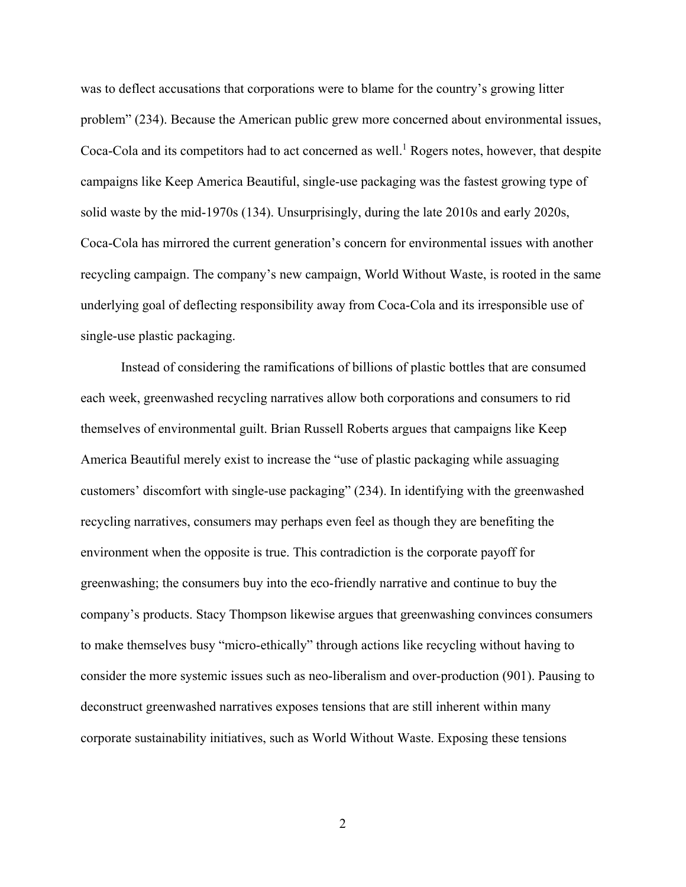was to deflect accusations that corporations were to blame for the country's growing litter problem" (234). Because the American public grew more concerned about environmental issues, Coca-Cola and its competitors had to act concerned as well.[1] Rogers notes, however, that despite campaigns like Keep America Beautiful, single-use packaging was the fastest growing type of solid waste by the mid-1970s (134). Unsurprisingly, during the late 2010s and early 2020s, Coca-Cola has mirrored the current generation's concern for environmental issues with another recycling campaign. The company's new campaign, World Without Waste, is rooted in the same underlying goal of deflecting responsibility away from Coca-Cola and its irresponsible use of single-use plastic packaging.

Instead of considering the ramifications of billions of plastic bottles that are consumed each week, greenwashed recycling narratives allow both corporations and consumers to rid themselves of environmental guilt. Brian Russell Roberts argues that campaigns like Keep America Beautiful merely exist to increase the "use of plastic packaging while assuaging customers' discomfort with single-use packaging" (234). In identifying with the greenwashed recycling narratives, consumers may perhaps even feel as though they are benefiting the environment when the opposite is true. This contradiction is the corporate payoff for greenwashing; the consumers buy into the eco-friendly narrative and continue to buy the company's products. Stacy Thompson likewise argues that greenwashing convinces consumers to make themselves busy "micro-ethically" through actions like recycling without having to consider the more systemic issues such as neo-liberalism and over-production (901). Pausing to deconstruct greenwashed narratives exposes tensions that are still inherent within many corporate sustainability initiatives, such as World Without Waste. Exposing these tensions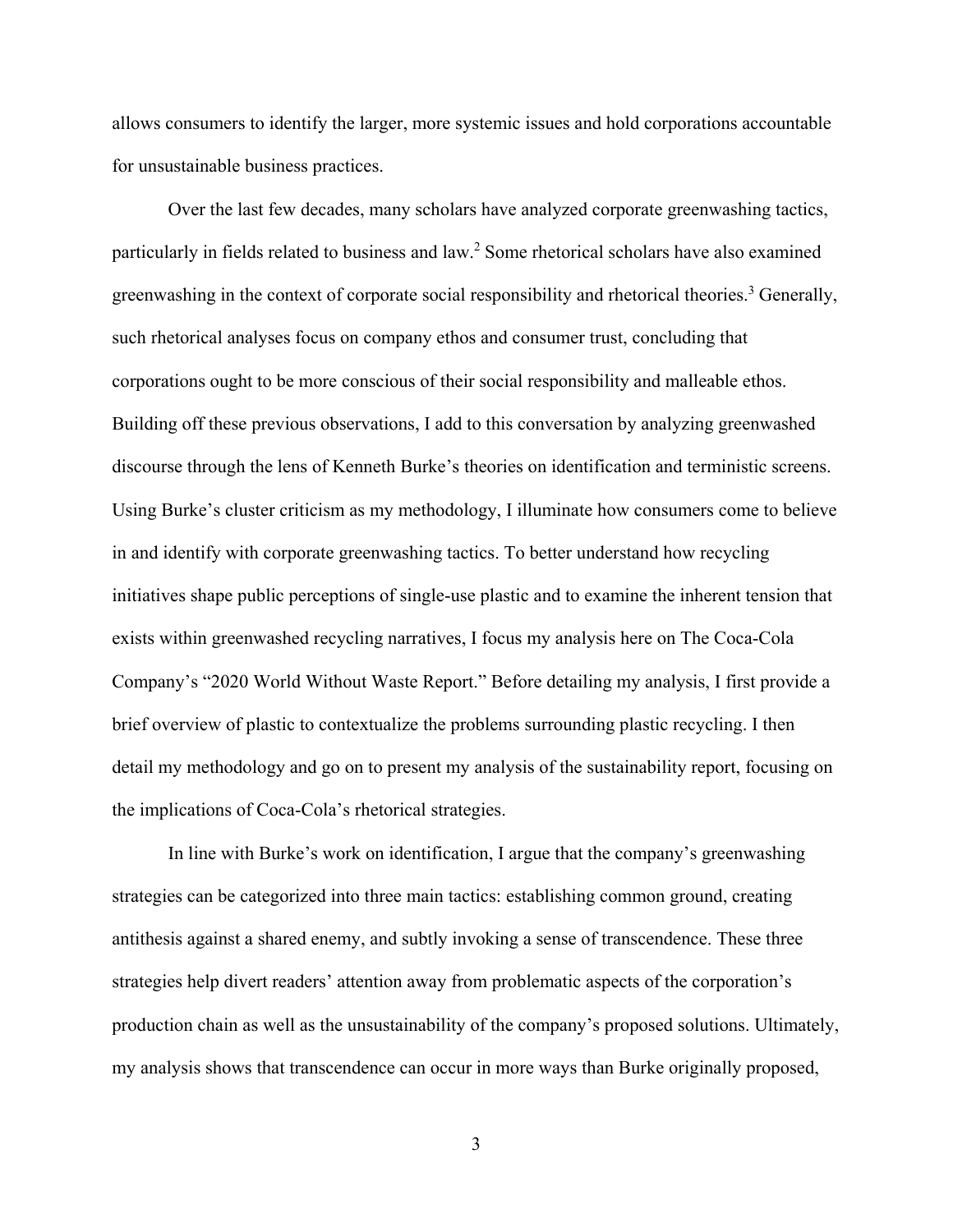allows consumers to identify the larger, more systemic issues and hold corporations accountable for unsustainable business practices.

Over the last few decades, many scholars have analyzed corporate greenwashing tactics, particularly in fields related to business and law.[2] Some rhetorical scholars have also examined greenwashing in the context of corporate social responsibility and rhetorical theories.[3] Generally, such rhetorical analyses focus on company ethos and consumer trust, concluding that corporations ought to be more conscious of their social responsibility and malleable ethos. Building off these previous observations, I add to this conversation by analyzing greenwashed discourse through the lens of Kenneth Burke's theories on identification and terministic screens. Using Burke's cluster criticism as my methodology, I illuminate how consumers come to believe in and identify with corporate greenwashing tactics. To better understand how recycling initiatives shape public perceptions of single-use plastic and to examine the inherent tension that exists within greenwashed recycling narratives, I focus my analysis here on The Coca-Cola Company's "2020 World Without Waste Report." Before detailing my analysis, I first provide a brief overview of plastic to contextualize the problems surrounding plastic recycling. I then detail my methodology and go on to present my analysis of the sustainability report, focusing on the implications of Coca-Cola's rhetorical strategies.

In line with Burke's work on identification, I argue that the company's greenwashing strategies can be categorized into three main tactics: establishing common ground, creating antithesis against a shared enemy, and subtly invoking a sense of transcendence. These three strategies help divert readers' attention away from problematic aspects of the corporation's production chain as well as the unsustainability of the company's proposed solutions. Ultimately, my analysis shows that transcendence can occur in more ways than Burke originally proposed,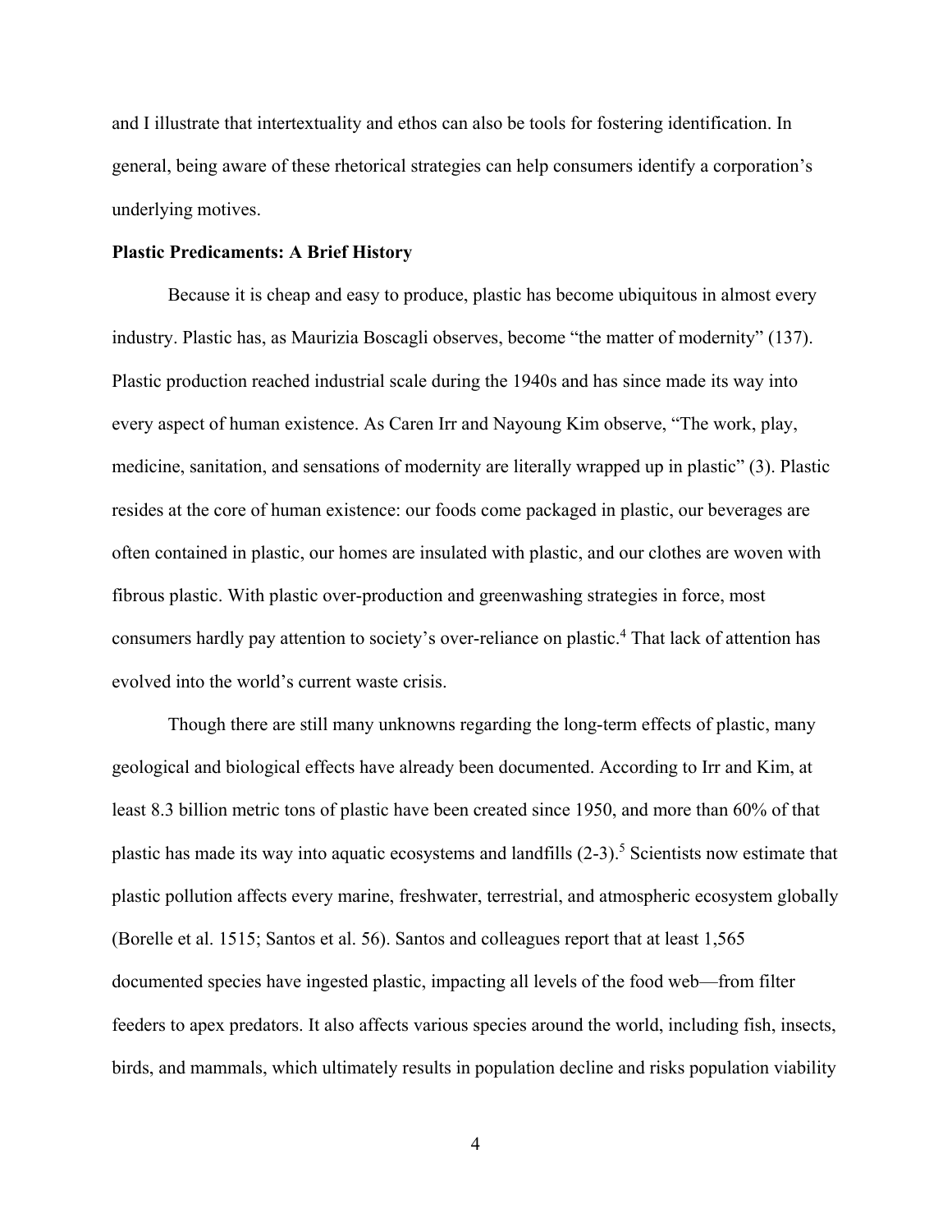and I illustrate that intertextuality and ethos can also be tools for fostering identification. In general, being aware of these rhetorical strategies can help consumers identify a corporation's underlying motives.

**Plastic Predicaments: A Brief History**

Because it is cheap and easy to produce, plastic has become ubiquitous in almost every industry. Plastic has, as Maurizia Boscagli observes, become "the matter of modernity" (137). Plastic production reached industrial scale during the 1940s and has since made its way into every aspect of human existence. As Caren Irr and Nayoung Kim observe, "The work, play, medicine, sanitation, and sensations of modernity are literally wrapped up in plastic" (3). Plastic resides at the core of human existence: our foods come packaged in plastic, our beverages are often contained in plastic, our homes are insulated with plastic, and our clothes are woven with fibrous plastic. With plastic over-production and greenwashing strategies in force, most consumers hardly pay attention to society's over-reliance on plastic.[4] That lack of attention has evolved into the world's current waste crisis.

Though there are still many unknowns regarding the long-term effects of plastic, many geological and biological effects have already been documented. According to Irr and Kim, at least 8.3 billion metric tons of plastic have been created since 1950, and more than 60% of that plastic has made its way into aquatic ecosystems and landfills (2-3).[5] Scientists now estimate that plastic pollution affects every marine, freshwater, terrestrial, and atmospheric ecosystem globally (Borelle et al. 1515; Santos et al. 56). Santos and colleagues report that at least 1,565 documented species have ingested plastic, impacting all levels of the food web—from filter feeders to apex predators. It also affects various species around the world, including fish, insects, birds, and mammals, which ultimately results in population decline and risks population viability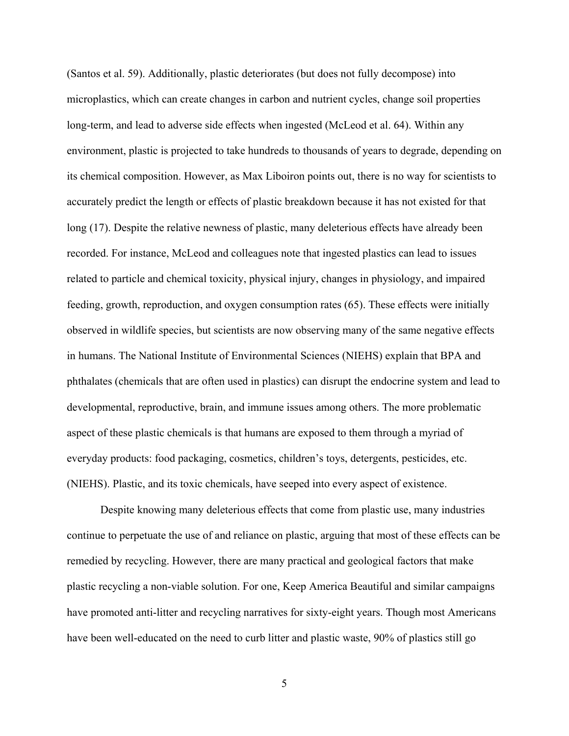(Santos et al. 59). Additionally, plastic deteriorates (but does not fully decompose) into microplastics, which can create changes in carbon and nutrient cycles, change soil properties long-term, and lead to adverse side effects when ingested (McLeod et al. 64). Within any environment, plastic is projected to take hundreds to thousands of years to degrade, depending on its chemical composition. However, as Max Liboiron points out, there is no way for scientists to accurately predict the length or effects of plastic breakdown because it has not existed for that long (17). Despite the relative newness of plastic, many deleterious effects have already been recorded. For instance, McLeod and colleagues note that ingested plastics can lead to issues related to particle and chemical toxicity, physical injury, changes in physiology, and impaired feeding, growth, reproduction, and oxygen consumption rates (65). These effects were initially observed in wildlife species, but scientists are now observing many of the same negative effects in humans. The National Institute of Environmental Sciences (NIEHS) explain that BPA and phthalates (chemicals that are often used in plastics) can disrupt the endocrine system and lead to developmental, reproductive, brain, and immune issues among others. The more problematic aspect of these plastic chemicals is that humans are exposed to them through a myriad of everyday products: food packaging, cosmetics, children's toys, detergents, pesticides, etc. (NIEHS). Plastic, and its toxic chemicals, have seeped into every aspect of existence.

Despite knowing many deleterious effects that come from plastic use, many industries continue to perpetuate the use of and reliance on plastic, arguing that most of these effects can be remedied by recycling. However, there are many practical and geological factors that make plastic recycling a non-viable solution. For one, Keep America Beautiful and similar campaigns have promoted anti-litter and recycling narratives for sixty-eight years. Though most Americans have been well-educated on the need to curb litter and plastic waste, 90% of plastics still go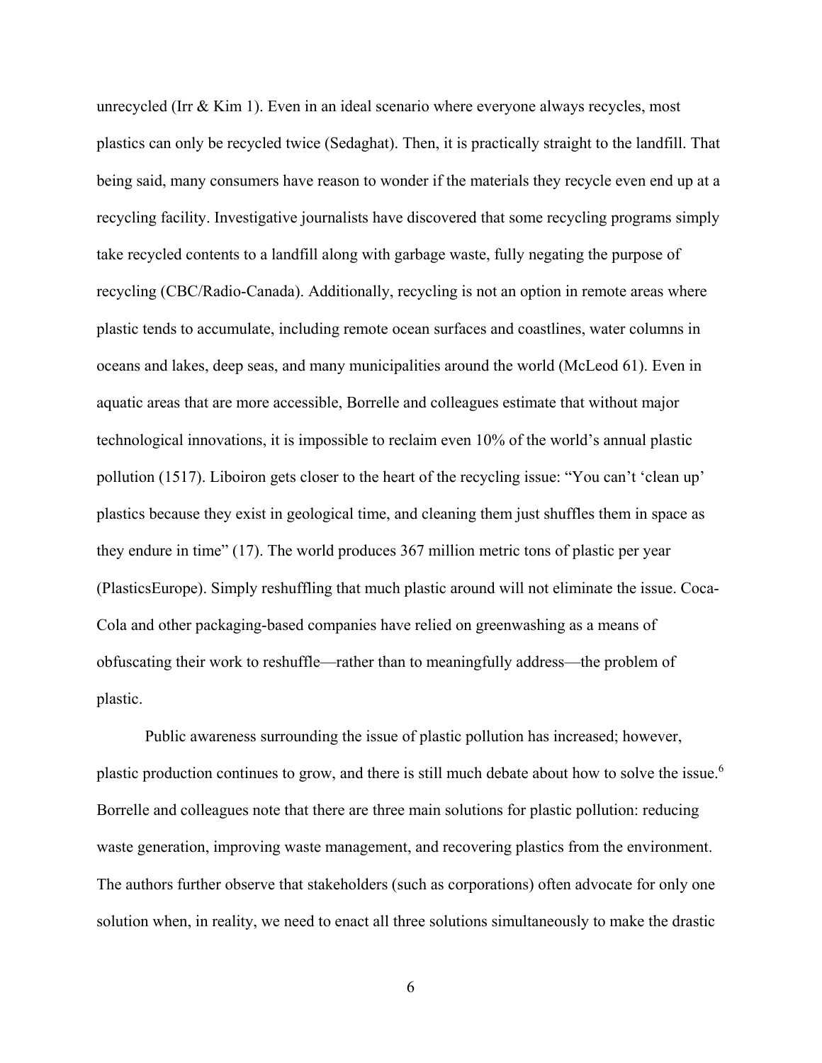unrecycled (Irr & Kim 1). Even in an ideal scenario where everyone always recycles, most plastics can only be recycled twice (Sedaghat). Then, it is practically straight to the landfill. That being said, many consumers have reason to wonder if the materials they recycle even end up at a recycling facility. Investigative journalists have discovered that some recycling programs simply take recycled contents to a landfill along with garbage waste, fully negating the purpose of recycling (CBC/Radio-Canada). Additionally, recycling is not an option in remote areas where plastic tends to accumulate, including remote ocean surfaces and coastlines, water columns in oceans and lakes, deep seas, and many municipalities around the world (McLeod 61). Even in aquatic areas that are more accessible, Borrelle and colleagues estimate that without major technological innovations, it is impossible to reclaim even 10% of the world's annual plastic pollution (1517). Liboiron gets closer to the heart of the recycling issue: "You can't 'clean up' plastics because they exist in geological time, and cleaning them just shuffles them in space as they endure in time" (17). The world produces 367 million metric tons of plastic per year (PlasticsEurope). Simply reshuffling that much plastic around will not eliminate the issue. Coca-Cola and other packaging-based companies have relied on greenwashing as a means of obfuscating their work to reshuffle—rather than to meaningfully address—the problem of plastic.

Public awareness surrounding the issue of plastic pollution has increased; however, plastic production continues to grow, and there is still much debate about how to solve the issue.[6] Borrelle and colleagues note that there are three main solutions for plastic pollution: reducing waste generation, improving waste management, and recovering plastics from the environment. The authors further observe that stakeholders (such as corporations) often advocate for only one solution when, in reality, we need to enact all three solutions simultaneously to make the drastic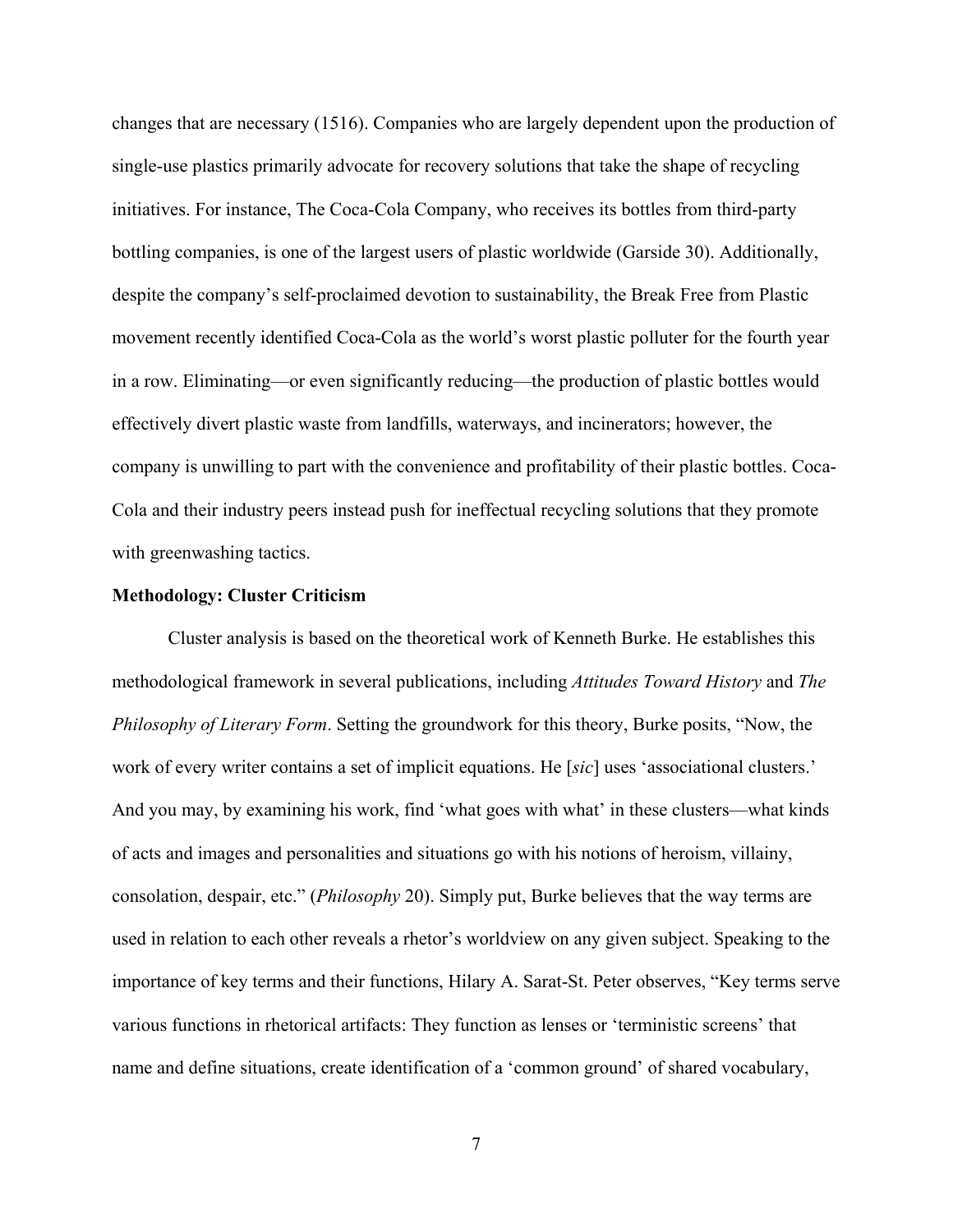changes that are necessary (1516). Companies who are largely dependent upon the production of single-use plastics primarily advocate for recovery solutions that take the shape of recycling initiatives. For instance, The Coca-Cola Company, who receives its bottles from third-party bottling companies, is one of the largest users of plastic worldwide (Garside 30). Additionally, despite the company's self-proclaimed devotion to sustainability, the Break Free from Plastic movement recently identified Coca-Cola as the world's worst plastic polluter for the fourth year in a row. Eliminating—or even significantly reducing—the production of plastic bottles would effectively divert plastic waste from landfills, waterways, and incinerators; however, the company is unwilling to part with the convenience and profitability of their plastic bottles. Coca-Cola and their industry peers instead push for ineffectual recycling solutions that they promote with greenwashing tactics.

**Methodology: Cluster Criticism**

Cluster analysis is based on the theoretical work of Kenneth Burke. He establishes this methodological framework in several publications, including *Attitudes Toward History* and *The Philosophy of Literary Form*. Setting the groundwork for this theory, Burke posits, "Now, the work of every writer contains a set of implicit equations. He [*sic*] uses 'associational clusters.' And you may, by examining his work, find 'what goes with what' in these clusters—what kinds of acts and images and personalities and situations go with his notions of heroism, villainy, consolation, despair, etc." (*Philosophy* 20). Simply put, Burke believes that the way terms are used in relation to each other reveals a rhetor's worldview on any given subject. Speaking to the importance of key terms and their functions, Hilary A. Sarat-St. Peter observes, "Key terms serve various functions in rhetorical artifacts: They function as lenses or 'terministic screens' that name and define situations, create identification of a 'common ground' of shared vocabulary,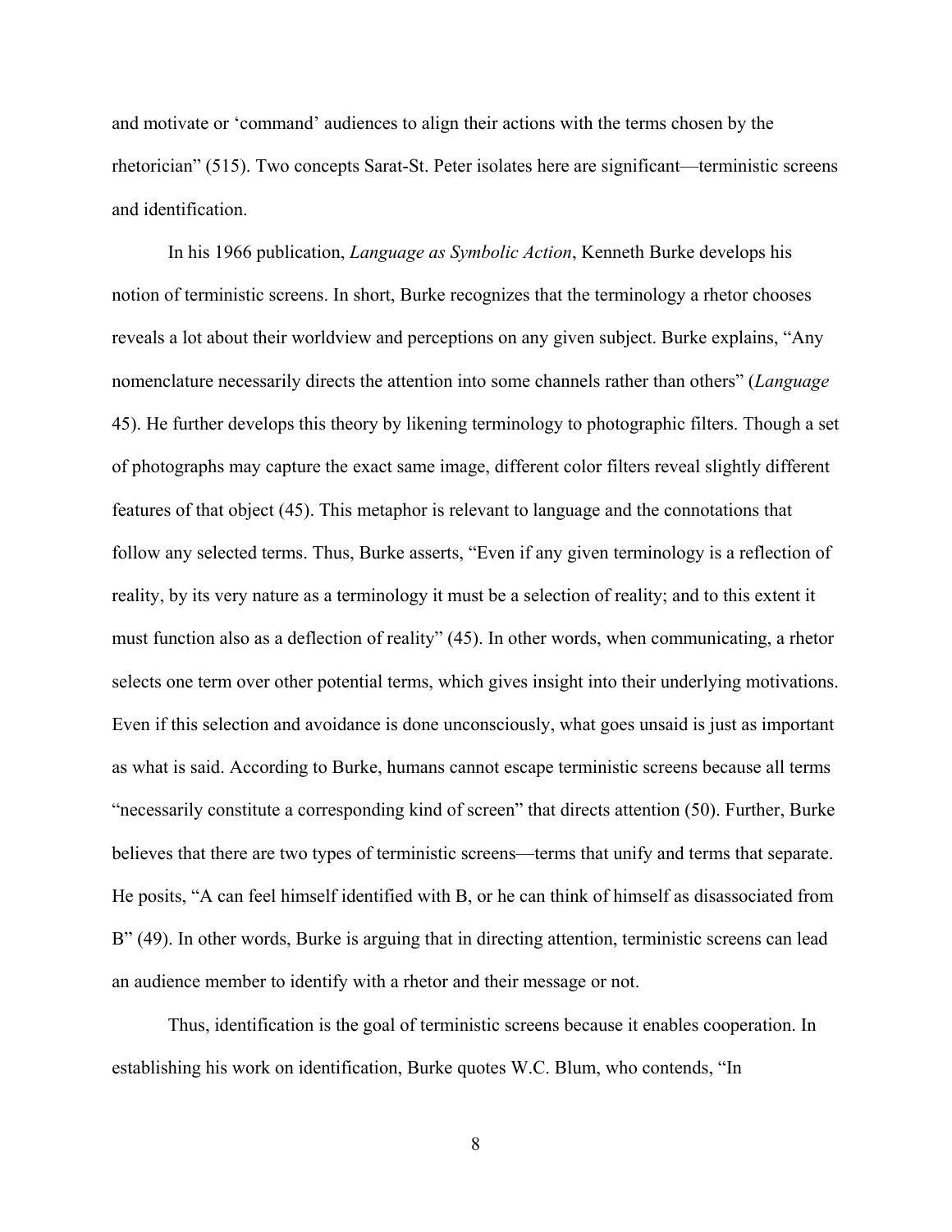and motivate or 'command' audiences to align their actions with the terms chosen by the rhetorician" (515). Two concepts Sarat-St. Peter isolates here are significant—terministic screens and identification.

In his 1966 publication, *Language as Symbolic Action*, Kenneth Burke develops his notion of terministic screens. In short, Burke recognizes that the terminology a rhetor chooses reveals a lot about their worldview and perceptions on any given subject. Burke explains, "Any nomenclature necessarily directs the attention into some channels rather than others" (*Language* 45). He further develops this theory by likening terminology to photographic filters. Though a set of photographs may capture the exact same image, different color filters reveal slightly different features of that object (45). This metaphor is relevant to language and the connotations that follow any selected terms. Thus, Burke asserts, "Even if any given terminology is a reflection of reality, by its very nature as a terminology it must be a selection of reality; and to this extent it must function also as a deflection of reality" (45). In other words, when communicating, a rhetor selects one term over other potential terms, which gives insight into their underlying motivations. Even if this selection and avoidance is done unconsciously, what goes unsaid is just as important as what is said. According to Burke, humans cannot escape terministic screens because all terms "necessarily constitute a corresponding kind of screen" that directs attention (50). Further, Burke believes that there are two types of terministic screens—terms that unify and terms that separate. He posits, "A can feel himself identified with B, or he can think of himself as disassociated from B" (49). In other words, Burke is arguing that in directing attention, terministic screens can lead an audience member to identify with a rhetor and their message or not.

Thus, identification is the goal of terministic screens because it enables cooperation. In establishing his work on identification, Burke quotes W.C. Blum, who contends, "In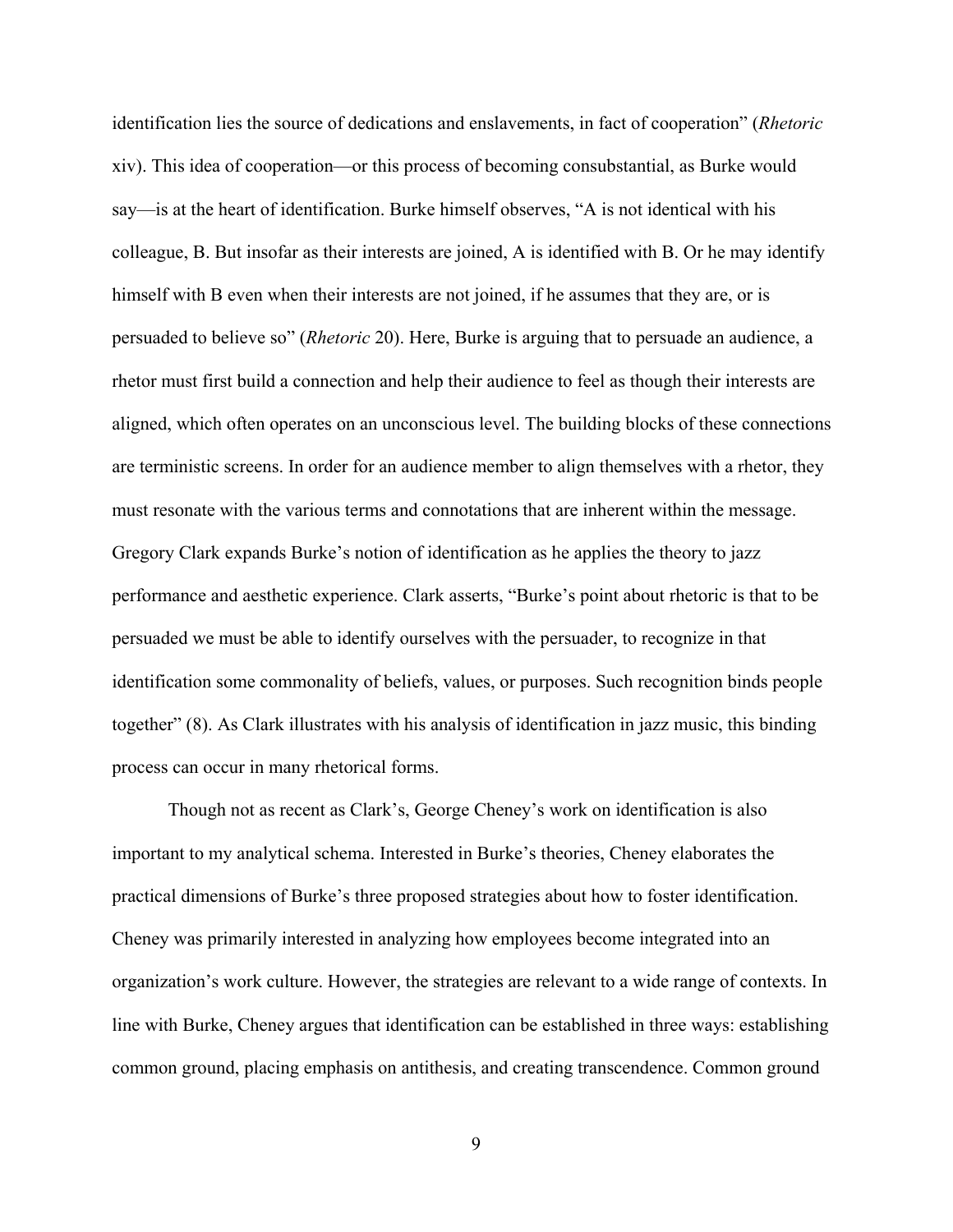identification lies the source of dedications and enslavements, in fact of cooperation" (*Rhetoric* xiv). This idea of cooperation—or this process of becoming consubstantial, as Burke would say—is at the heart of identification. Burke himself observes, "A is not identical with his colleague, B. But insofar as their interests are joined, A is identified with B. Or he may identify himself with B even when their interests are not joined, if he assumes that they are, or is persuaded to believe so" (*Rhetoric* 20). Here, Burke is arguing that to persuade an audience, a rhetor must first build a connection and help their audience to feel as though their interests are aligned, which often operates on an unconscious level. The building blocks of these connections are terministic screens. In order for an audience member to align themselves with a rhetor, they must resonate with the various terms and connotations that are inherent within the message. Gregory Clark expands Burke's notion of identification as he applies the theory to jazz performance and aesthetic experience. Clark asserts, "Burke's point about rhetoric is that to be persuaded we must be able to identify ourselves with the persuader, to recognize in that identification some commonality of beliefs, values, or purposes. Such recognition binds people together" (8). As Clark illustrates with his analysis of identification in jazz music, this binding process can occur in many rhetorical forms.

Though not as recent as Clark's, George Cheney's work on identification is also important to my analytical schema. Interested in Burke's theories, Cheney elaborates the practical dimensions of Burke's three proposed strategies about how to foster identification. Cheney was primarily interested in analyzing how employees become integrated into an organization's work culture. However, the strategies are relevant to a wide range of contexts. In line with Burke, Cheney argues that identification can be established in three ways: establishing common ground, placing emphasis on antithesis, and creating transcendence. Common ground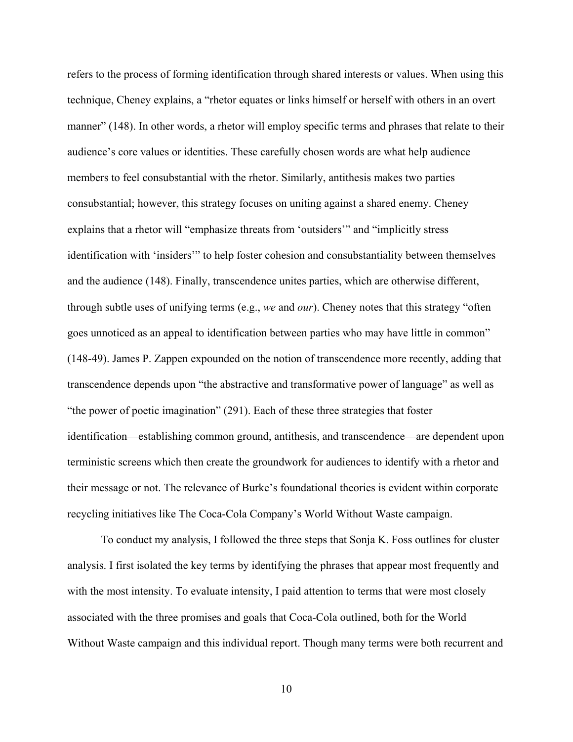refers to the process of forming identification through shared interests or values. When using this technique, Cheney explains, a "rhetor equates or links himself or herself with others in an overt manner" (148). In other words, a rhetor will employ specific terms and phrases that relate to their audience's core values or identities. These carefully chosen words are what help audience members to feel consubstantial with the rhetor. Similarly, antithesis makes two parties consubstantial; however, this strategy focuses on uniting against a shared enemy. Cheney explains that a rhetor will "emphasize threats from 'outsiders'" and "implicitly stress identification with 'insiders'" to help foster cohesion and consubstantiality between themselves and the audience (148). Finally, transcendence unites parties, which are otherwise different, through subtle uses of unifying terms (e.g., *we* and *our*). Cheney notes that this strategy "often goes unnoticed as an appeal to identification between parties who may have little in common" (148-49). James P. Zappen expounded on the notion of transcendence more recently, adding that transcendence depends upon "the abstractive and transformative power of language" as well as "the power of poetic imagination" (291). Each of these three strategies that foster identification—establishing common ground, antithesis, and transcendence—are dependent upon terministic screens which then create the groundwork for audiences to identify with a rhetor and their message or not. The relevance of Burke's foundational theories is evident within corporate recycling initiatives like The Coca-Cola Company's World Without Waste campaign.

To conduct my analysis, I followed the three steps that Sonja K. Foss outlines for cluster analysis. I first isolated the key terms by identifying the phrases that appear most frequently and with the most intensity. To evaluate intensity, I paid attention to terms that were most closely associated with the three promises and goals that Coca-Cola outlined, both for the World Without Waste campaign and this individual report. Though many terms were both recurrent and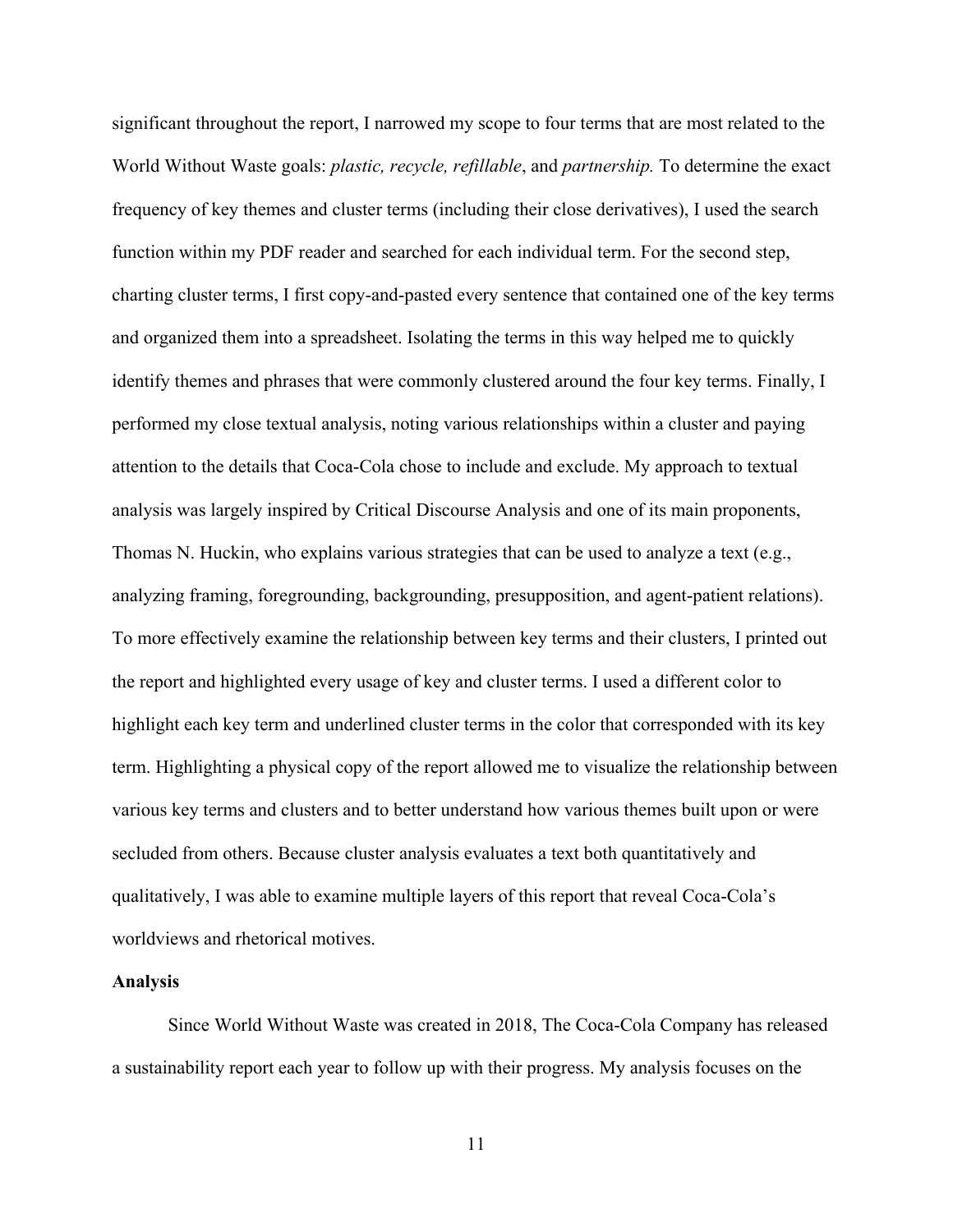significant throughout the report, I narrowed my scope to four terms that are most related to the World Without Waste goals: *plastic, recycle, refillable*, and *partnership.* To determine the exact frequency of key themes and cluster terms (including their close derivatives), I used the search function within my PDF reader and searched for each individual term. For the second step, charting cluster terms, I first copy-and-pasted every sentence that contained one of the key terms and organized them into a spreadsheet. Isolating the terms in this way helped me to quickly identify themes and phrases that were commonly clustered around the four key terms. Finally, I performed my close textual analysis, noting various relationships within a cluster and paying attention to the details that Coca-Cola chose to include and exclude. My approach to textual analysis was largely inspired by Critical Discourse Analysis and one of its main proponents, Thomas N. Huckin, who explains various strategies that can be used to analyze a text (e.g., analyzing framing, foregrounding, backgrounding, presupposition, and agent-patient relations). To more effectively examine the relationship between key terms and their clusters, I printed out the report and highlighted every usage of key and cluster terms. I used a different color to highlight each key term and underlined cluster terms in the color that corresponded with its key term. Highlighting a physical copy of the report allowed me to visualize the relationship between various key terms and clusters and to better understand how various themes built upon or were secluded from others. Because cluster analysis evaluates a text both quantitatively and qualitatively, I was able to examine multiple layers of this report that reveal Coca-Cola's worldviews and rhetorical motives.

## Analysis

Since World Without Waste was created in 2018, The Coca-Cola Company has released a sustainability report each year to follow up with their progress. My analysis focuses on the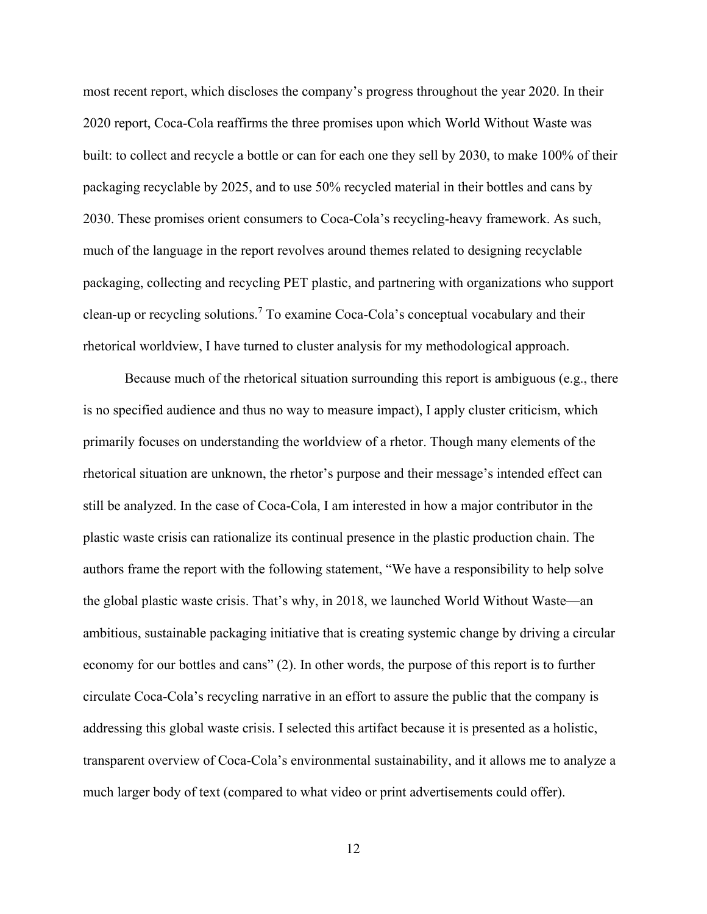most recent report, which discloses the company's progress throughout the year 2020. In their 2020 report, Coca-Cola reaffirms the three promises upon which World Without Waste was built: to collect and recycle a bottle or can for each one they sell by 2030, to make 100% of their packaging recyclable by 2025, and to use 50% recycled material in their bottles and cans by 2030. These promises orient consumers to Coca-Cola's recycling-heavy framework. As such, much of the language in the report revolves around themes related to designing recyclable packaging, collecting and recycling PET plastic, and partnering with organizations who support clean-up or recycling solutions.[7] To examine Coca-Cola's conceptual vocabulary and their rhetorical worldview, I have turned to cluster analysis for my methodological approach.

Because much of the rhetorical situation surrounding this report is ambiguous (e.g., there is no specified audience and thus no way to measure impact), I apply cluster criticism, which primarily focuses on understanding the worldview of a rhetor. Though many elements of the rhetorical situation are unknown, the rhetor's purpose and their message's intended effect can still be analyzed. In the case of Coca-Cola, I am interested in how a major contributor in the plastic waste crisis can rationalize its continual presence in the plastic production chain. The authors frame the report with the following statement, "We have a responsibility to help solve the global plastic waste crisis. That's why, in 2018, we launched World Without Waste—an ambitious, sustainable packaging initiative that is creating systemic change by driving a circular economy for our bottles and cans" (2). In other words, the purpose of this report is to further circulate Coca-Cola's recycling narrative in an effort to assure the public that the company is addressing this global waste crisis. I selected this artifact because it is presented as a holistic, transparent overview of Coca-Cola's environmental sustainability, and it allows me to analyze a much larger body of text (compared to what video or print advertisements could offer).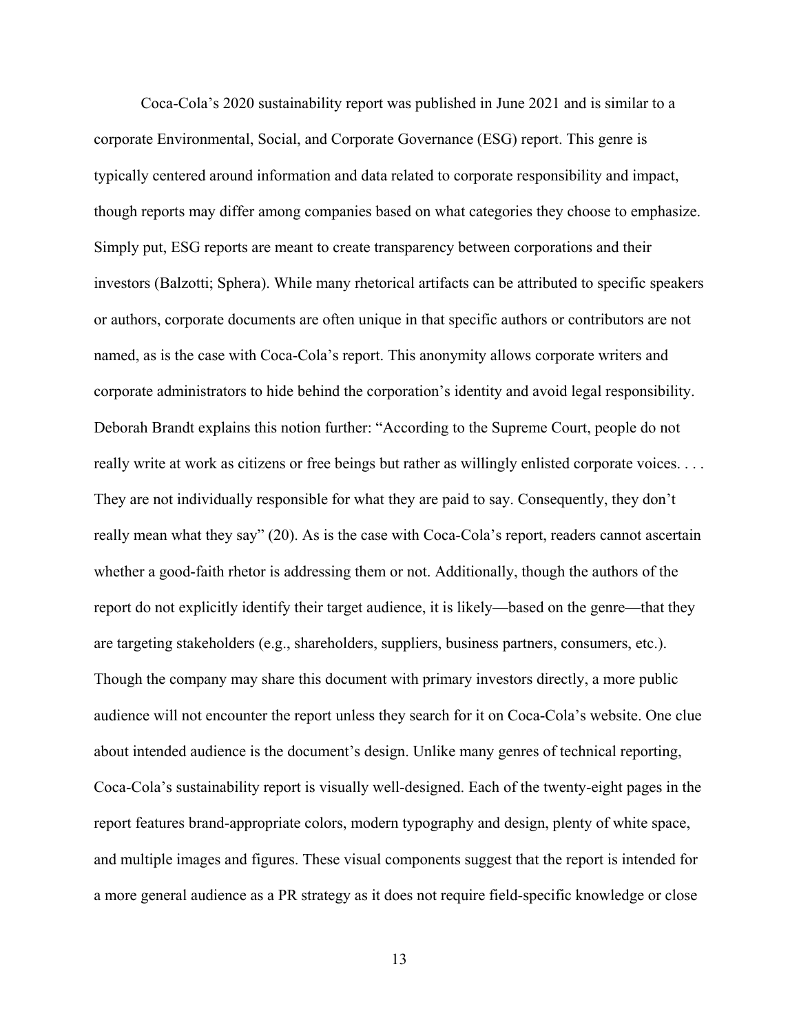Coca-Cola's 2020 sustainability report was published in June 2021 and is similar to a corporate Environmental, Social, and Corporate Governance (ESG) report. This genre is typically centered around information and data related to corporate responsibility and impact, though reports may differ among companies based on what categories they choose to emphasize. Simply put, ESG reports are meant to create transparency between corporations and their investors (Balzotti; Sphera). While many rhetorical artifacts can be attributed to specific speakers or authors, corporate documents are often unique in that specific authors or contributors are not named, as is the case with Coca-Cola's report. This anonymity allows corporate writers and corporate administrators to hide behind the corporation's identity and avoid legal responsibility. Deborah Brandt explains this notion further: "According to the Supreme Court, people do not really write at work as citizens or free beings but rather as willingly enlisted corporate voices. . . . They are not individually responsible for what they are paid to say. Consequently, they don't really mean what they say" (20). As is the case with Coca-Cola's report, readers cannot ascertain whether a good-faith rhetor is addressing them or not. Additionally, though the authors of the report do not explicitly identify their target audience, it is likely—based on the genre—that they are targeting stakeholders (e.g., shareholders, suppliers, business partners, consumers, etc.). Though the company may share this document with primary investors directly, a more public audience will not encounter the report unless they search for it on Coca-Cola's website. One clue about intended audience is the document's design. Unlike many genres of technical reporting, Coca-Cola's sustainability report is visually well-designed. Each of the twenty-eight pages in the report features brand-appropriate colors, modern typography and design, plenty of white space, and multiple images and figures. These visual components suggest that the report is intended for a more general audience as a PR strategy as it does not require field-specific knowledge or close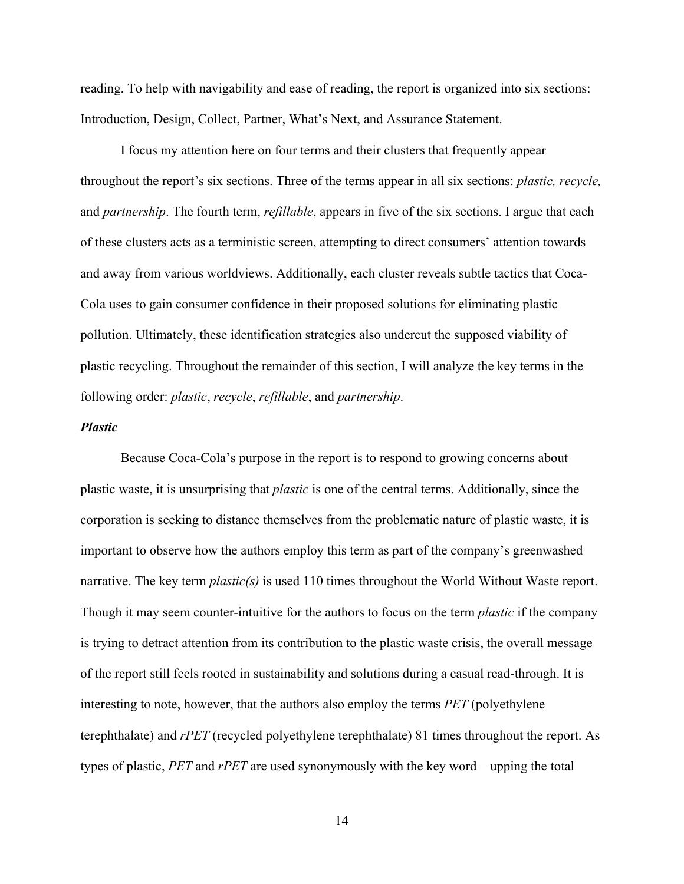reading. To help with navigability and ease of reading, the report is organized into six sections: Introduction, Design, Collect, Partner, What's Next, and Assurance Statement.

I focus my attention here on four terms and their clusters that frequently appear throughout the report's six sections. Three of the terms appear in all six sections: *plastic, recycle,* and *partnership*. The fourth term, *refillable*, appears in five of the six sections. I argue that each of these clusters acts as a terministic screen, attempting to direct consumers' attention towards and away from various worldviews. Additionally, each cluster reveals subtle tactics that Coca-Cola uses to gain consumer confidence in their proposed solutions for eliminating plastic pollution. Ultimately, these identification strategies also undercut the supposed viability of plastic recycling. Throughout the remainder of this section, I will analyze the key terms in the following order: *plastic*, *recycle*, *refillable*, and *partnership*.

### *Plastic*

Because Coca-Cola's purpose in the report is to respond to growing concerns about plastic waste, it is unsurprising that *plastic* is one of the central terms. Additionally, since the corporation is seeking to distance themselves from the problematic nature of plastic waste, it is important to observe how the authors employ this term as part of the company's greenwashed narrative. The key term *plastic(s)* is used 110 times throughout the World Without Waste report. Though it may seem counter-intuitive for the authors to focus on the term *plastic* if the company is trying to detract attention from its contribution to the plastic waste crisis, the overall message of the report still feels rooted in sustainability and solutions during a casual read-through. It is interesting to note, however, that the authors also employ the terms *PET* (polyethylene terephthalate) and *rPET* (recycled polyethylene terephthalate) 81 times throughout the report. As types of plastic, *PET* and *rPET* are used synonymously with the key word—upping the total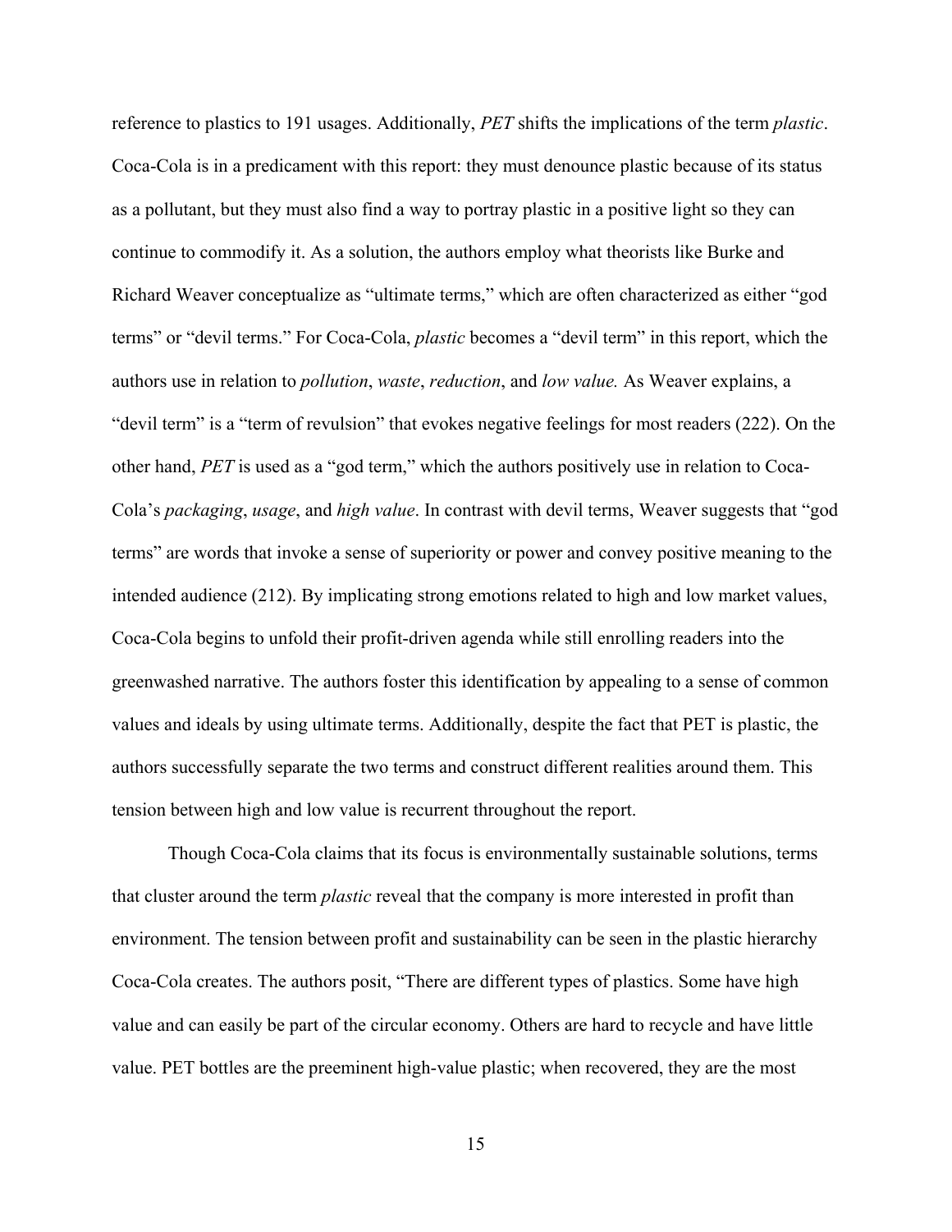reference to plastics to 191 usages. Additionally, *PET* shifts the implications of the term *plastic*. Coca-Cola is in a predicament with this report: they must denounce plastic because of its status as a pollutant, but they must also find a way to portray plastic in a positive light so they can continue to commodify it. As a solution, the authors employ what theorists like Burke and Richard Weaver conceptualize as "ultimate terms," which are often characterized as either "god terms" or "devil terms." For Coca-Cola, *plastic* becomes a "devil term" in this report, which the authors use in relation to *pollution*, *waste*, *reduction*, and *low value.* As Weaver explains, a "devil term" is a "term of revulsion" that evokes negative feelings for most readers (222). On the other hand, *PET* is used as a "god term," which the authors positively use in relation to Coca-Cola's *packaging*, *usage*, and *high value*. In contrast with devil terms, Weaver suggests that "god terms" are words that invoke a sense of superiority or power and convey positive meaning to the intended audience (212). By implicating strong emotions related to high and low market values, Coca-Cola begins to unfold their profit-driven agenda while still enrolling readers into the greenwashed narrative. The authors foster this identification by appealing to a sense of common values and ideals by using ultimate terms. Additionally, despite the fact that PET is plastic, the authors successfully separate the two terms and construct different realities around them. This tension between high and low value is recurrent throughout the report.

Though Coca-Cola claims that its focus is environmentally sustainable solutions, terms that cluster around the term *plastic* reveal that the company is more interested in profit than environment. The tension between profit and sustainability can be seen in the plastic hierarchy Coca-Cola creates. The authors posit, "There are different types of plastics. Some have high value and can easily be part of the circular economy. Others are hard to recycle and have little value. PET bottles are the preeminent high-value plastic; when recovered, they are the most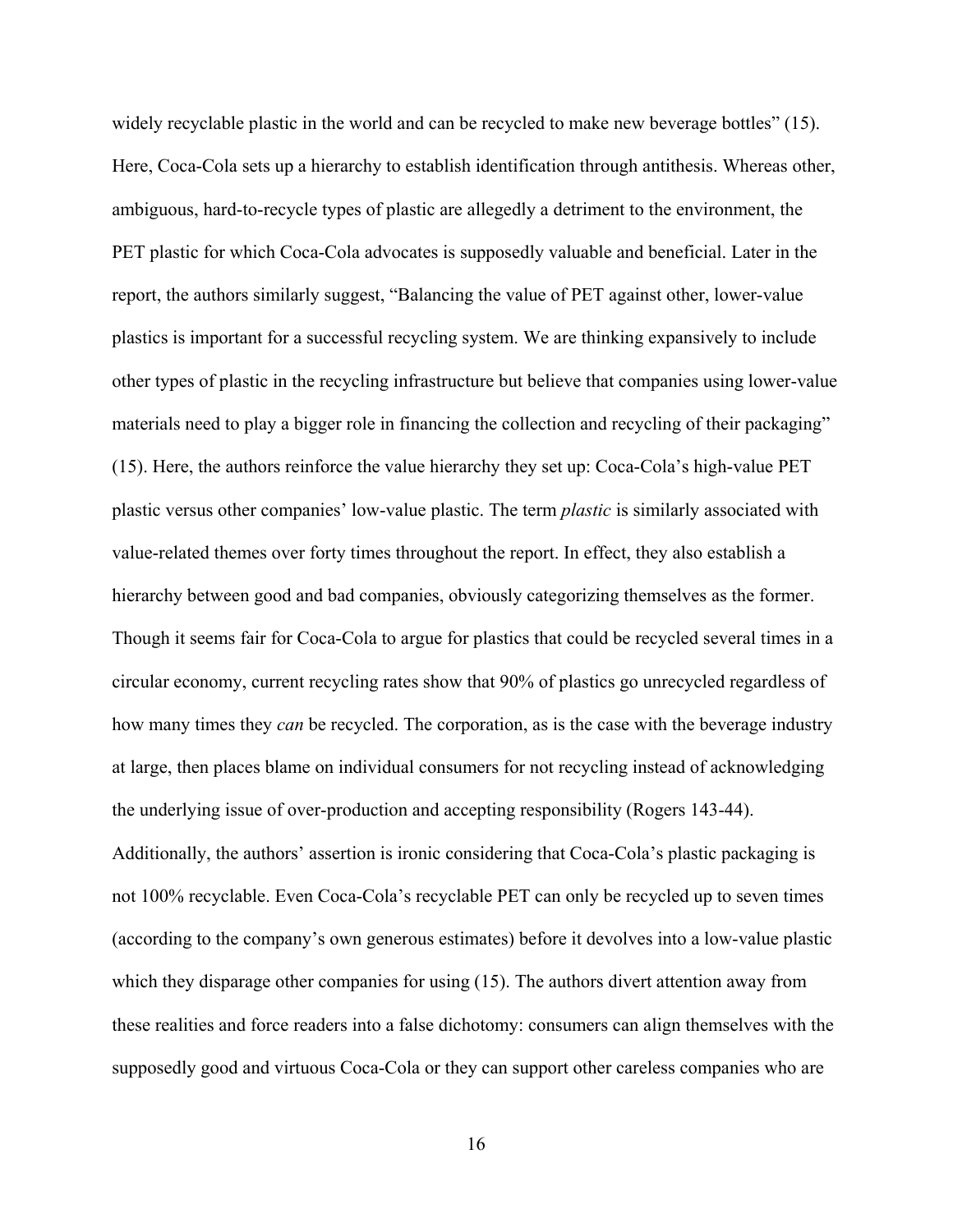widely recyclable plastic in the world and can be recycled to make new beverage bottles" (15). Here, Coca-Cola sets up a hierarchy to establish identification through antithesis. Whereas other, ambiguous, hard-to-recycle types of plastic are allegedly a detriment to the environment, the PET plastic for which Coca-Cola advocates is supposedly valuable and beneficial. Later in the report, the authors similarly suggest, "Balancing the value of PET against other, lower-value plastics is important for a successful recycling system. We are thinking expansively to include other types of plastic in the recycling infrastructure but believe that companies using lower-value materials need to play a bigger role in financing the collection and recycling of their packaging" (15). Here, the authors reinforce the value hierarchy they set up: Coca-Cola's high-value PET plastic versus other companies' low-value plastic. The term *plastic* is similarly associated with value-related themes over forty times throughout the report. In effect, they also establish a hierarchy between good and bad companies, obviously categorizing themselves as the former. Though it seems fair for Coca-Cola to argue for plastics that could be recycled several times in a circular economy, current recycling rates show that 90% of plastics go unrecycled regardless of how many times they *can* be recycled. The corporation, as is the case with the beverage industry at large, then places blame on individual consumers for not recycling instead of acknowledging the underlying issue of over-production and accepting responsibility (Rogers 143-44). Additionally, the authors' assertion is ironic considering that Coca-Cola's plastic packaging is not 100% recyclable. Even Coca-Cola's recyclable PET can only be recycled up to seven times (according to the company's own generous estimates) before it devolves into a low-value plastic which they disparage other companies for using (15). The authors divert attention away from these realities and force readers into a false dichotomy: consumers can align themselves with the supposedly good and virtuous Coca-Cola or they can support other careless companies who are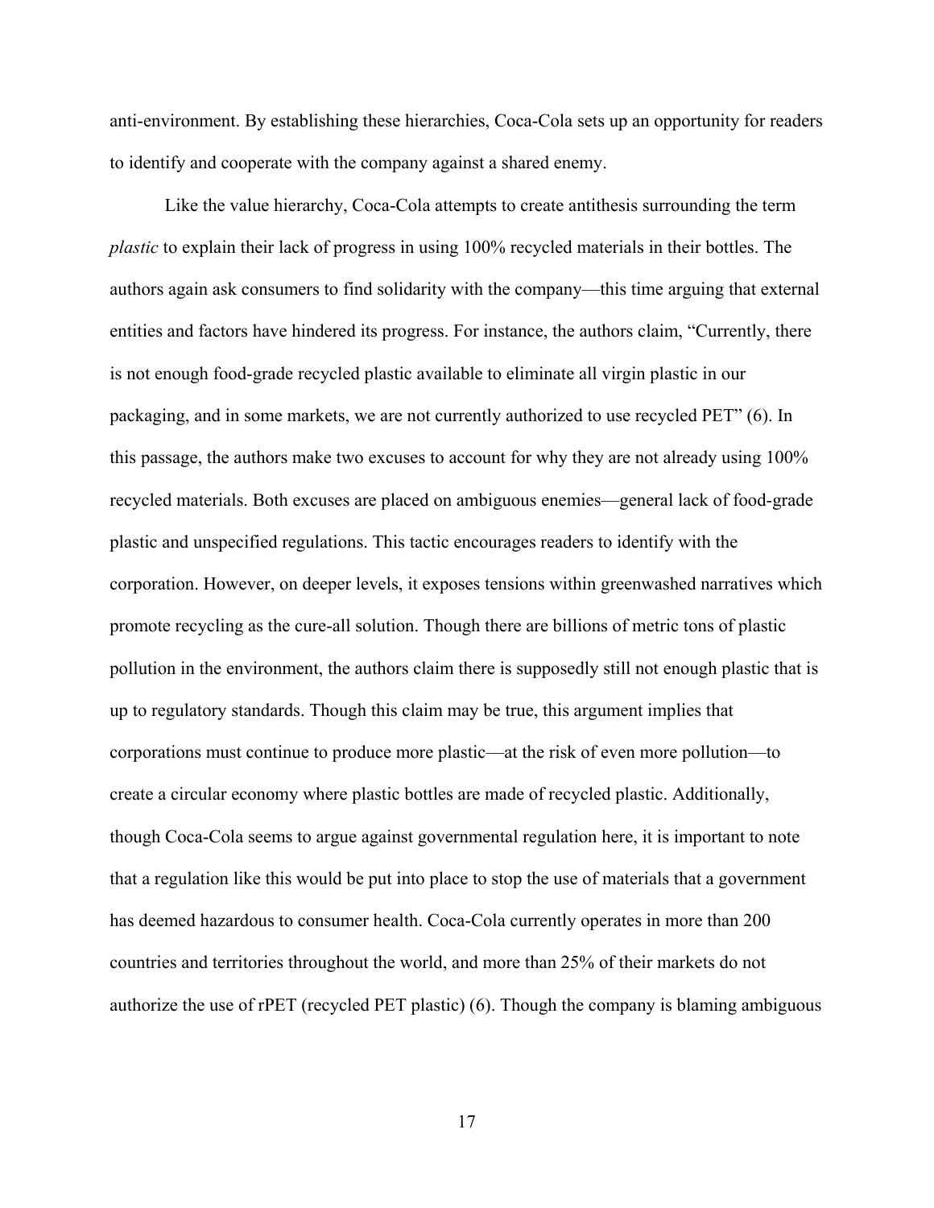anti-environment. By establishing these hierarchies, Coca-Cola sets up an opportunity for readers to identify and cooperate with the company against a shared enemy.

Like the value hierarchy, Coca-Cola attempts to create antithesis surrounding the term *plastic* to explain their lack of progress in using 100% recycled materials in their bottles. The authors again ask consumers to find solidarity with the company—this time arguing that external entities and factors have hindered its progress. For instance, the authors claim, "Currently, there is not enough food-grade recycled plastic available to eliminate all virgin plastic in our packaging, and in some markets, we are not currently authorized to use recycled PET" (6). In this passage, the authors make two excuses to account for why they are not already using 100% recycled materials. Both excuses are placed on ambiguous enemies—general lack of food-grade plastic and unspecified regulations. This tactic encourages readers to identify with the corporation. However, on deeper levels, it exposes tensions within greenwashed narratives which promote recycling as the cure-all solution. Though there are billions of metric tons of plastic pollution in the environment, the authors claim there is supposedly still not enough plastic that is up to regulatory standards. Though this claim may be true, this argument implies that corporations must continue to produce more plastic—at the risk of even more pollution—to create a circular economy where plastic bottles are made of recycled plastic. Additionally, though Coca-Cola seems to argue against governmental regulation here, it is important to note that a regulation like this would be put into place to stop the use of materials that a government has deemed hazardous to consumer health. Coca-Cola currently operates in more than 200 countries and territories throughout the world, and more than 25% of their markets do not authorize the use of rPET (recycled PET plastic) (6). Though the company is blaming ambiguous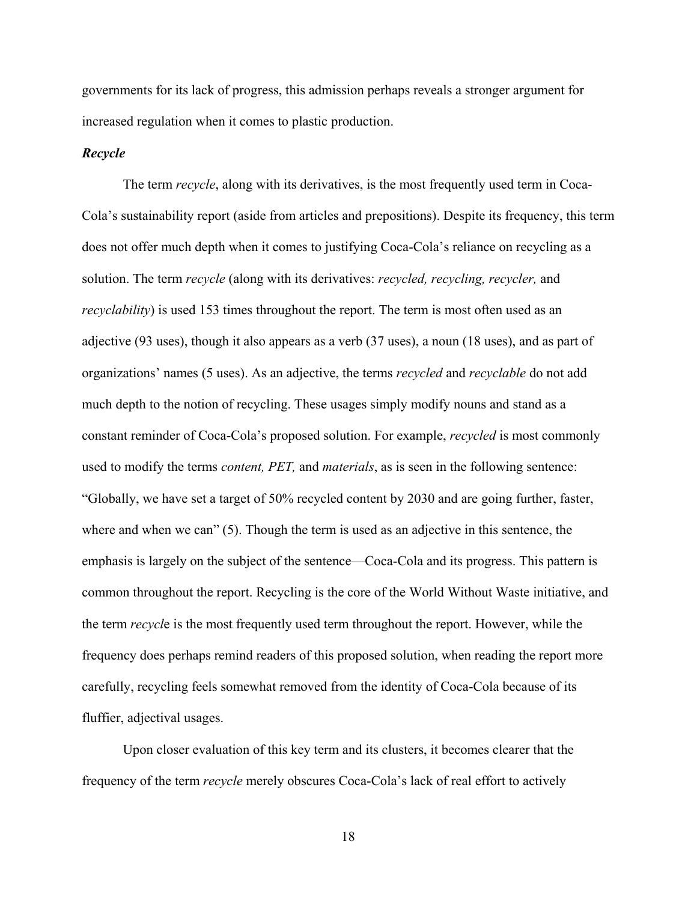governments for its lack of progress, this admission perhaps reveals a stronger argument for increased regulation when it comes to plastic production.

### *Recycle*

The term *recycle*, along with its derivatives, is the most frequently used term in Coca-Cola's sustainability report (aside from articles and prepositions). Despite its frequency, this term does not offer much depth when it comes to justifying Coca-Cola's reliance on recycling as a solution. The term *recycle* (along with its derivatives: *recycled, recycling, recycler,* and *recyclability*) is used 153 times throughout the report. The term is most often used as an adjective (93 uses), though it also appears as a verb (37 uses), a noun (18 uses), and as part of organizations' names (5 uses). As an adjective, the terms *recycled* and *recyclable* do not add much depth to the notion of recycling. These usages simply modify nouns and stand as a constant reminder of Coca-Cola's proposed solution. For example, *recycled* is most commonly used to modify the terms *content, PET,* and *materials*, as is seen in the following sentence: "Globally, we have set a target of 50% recycled content by 2030 and are going further, faster, where and when we can" (5). Though the term is used as an adjective in this sentence, the emphasis is largely on the subject of the sentence—Coca-Cola and its progress. This pattern is common throughout the report. Recycling is the core of the World Without Waste initiative, and the term *recycle* is the most frequently used term throughout the report. However, while the frequency does perhaps remind readers of this proposed solution, when reading the report more carefully, recycling feels somewhat removed from the identity of Coca-Cola because of its fluffier, adjectival usages.

Upon closer evaluation of this key term and its clusters, it becomes clearer that the frequency of the term *recycle* merely obscures Coca-Cola's lack of real effort to actively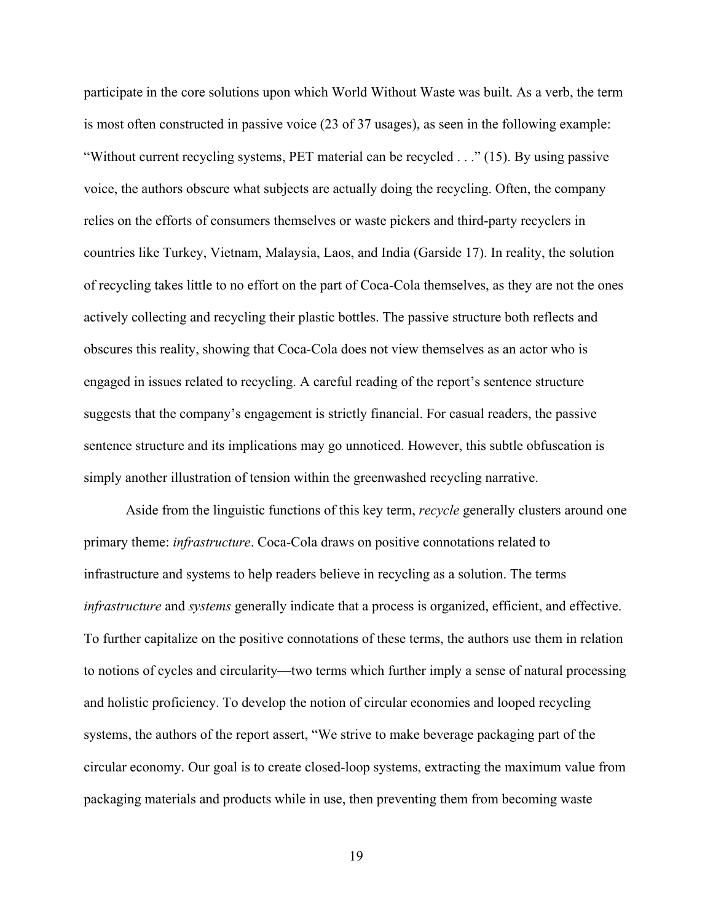participate in the core solutions upon which World Without Waste was built. As a verb, the term is most often constructed in passive voice (23 of 37 usages), as seen in the following example: "Without current recycling systems, PET material can be recycled . . ." (15). By using passive voice, the authors obscure what subjects are actually doing the recycling. Often, the company relies on the efforts of consumers themselves or waste pickers and third-party recyclers in countries like Turkey, Vietnam, Malaysia, Laos, and India (Garside 17). In reality, the solution of recycling takes little to no effort on the part of Coca-Cola themselves, as they are not the ones actively collecting and recycling their plastic bottles. The passive structure both reflects and obscures this reality, showing that Coca-Cola does not view themselves as an actor who is engaged in issues related to recycling. A careful reading of the report's sentence structure suggests that the company's engagement is strictly financial. For casual readers, the passive sentence structure and its implications may go unnoticed. However, this subtle obfuscation is simply another illustration of tension within the greenwashed recycling narrative.

Aside from the linguistic functions of this key term, *recycle* generally clusters around one primary theme: *infrastructure*. Coca-Cola draws on positive connotations related to infrastructure and systems to help readers believe in recycling as a solution. The terms *infrastructure* and *systems* generally indicate that a process is organized, efficient, and effective. To further capitalize on the positive connotations of these terms, the authors use them in relation to notions of cycles and circularity—two terms which further imply a sense of natural processing and holistic proficiency. To develop the notion of circular economies and looped recycling systems, the authors of the report assert, "We strive to make beverage packaging part of the circular economy. Our goal is to create closed-loop systems, extracting the maximum value from packaging materials and products while in use, then preventing them from becoming waste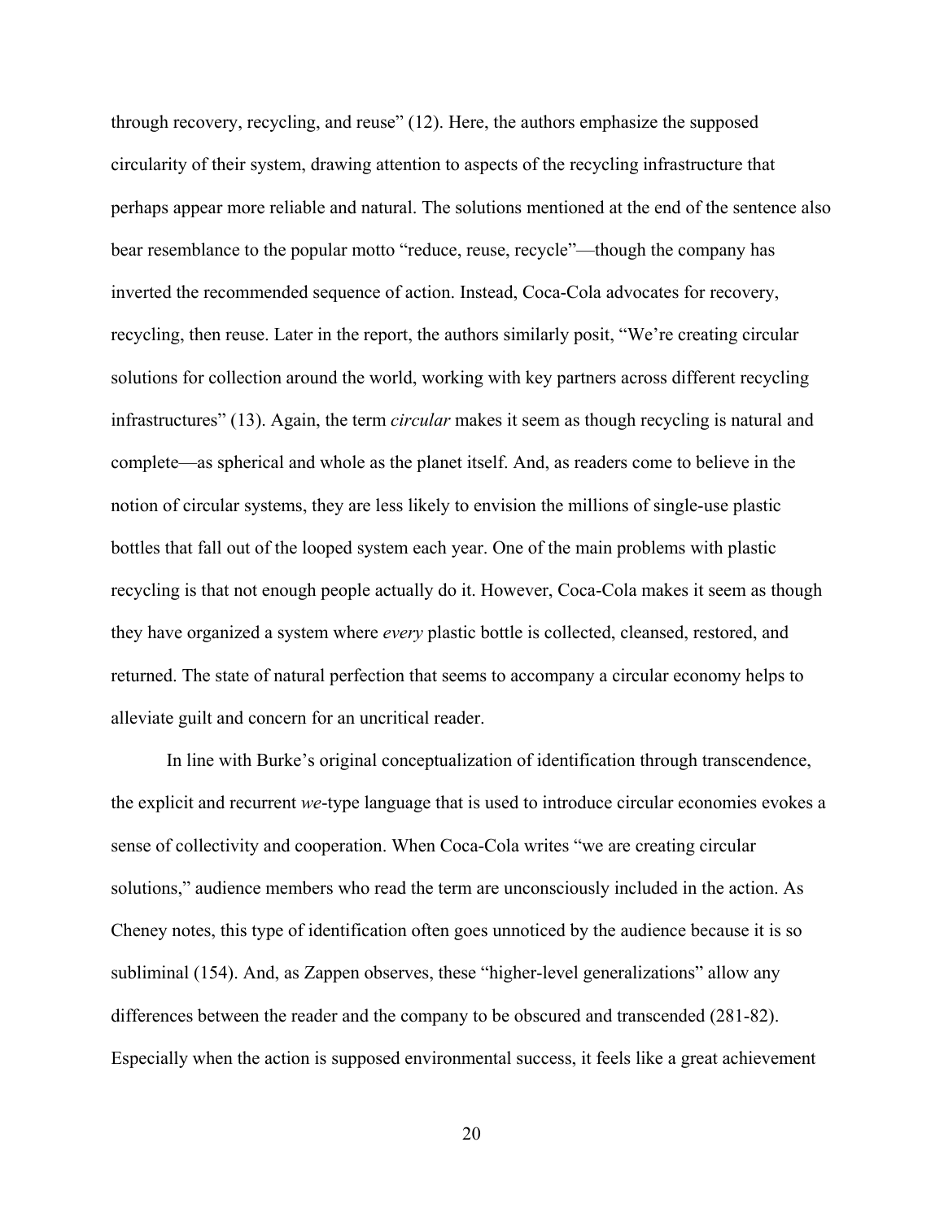through recovery, recycling, and reuse" (12). Here, the authors emphasize the supposed circularity of their system, drawing attention to aspects of the recycling infrastructure that perhaps appear more reliable and natural. The solutions mentioned at the end of the sentence also bear resemblance to the popular motto "reduce, reuse, recycle"—though the company has inverted the recommended sequence of action. Instead, Coca-Cola advocates for recovery, recycling, then reuse. Later in the report, the authors similarly posit, "We're creating circular solutions for collection around the world, working with key partners across different recycling infrastructures" (13). Again, the term *circular* makes it seem as though recycling is natural and complete—as spherical and whole as the planet itself. And, as readers come to believe in the notion of circular systems, they are less likely to envision the millions of single-use plastic bottles that fall out of the looped system each year. One of the main problems with plastic recycling is that not enough people actually do it. However, Coca-Cola makes it seem as though they have organized a system where *every* plastic bottle is collected, cleansed, restored, and returned. The state of natural perfection that seems to accompany a circular economy helps to alleviate guilt and concern for an uncritical reader.

In line with Burke's original conceptualization of identification through transcendence, the explicit and recurrent *we*-type language that is used to introduce circular economies evokes a sense of collectivity and cooperation. When Coca-Cola writes "we are creating circular solutions," audience members who read the term are unconsciously included in the action. As Cheney notes, this type of identification often goes unnoticed by the audience because it is so subliminal (154). And, as Zappen observes, these "higher-level generalizations" allow any differences between the reader and the company to be obscured and transcended (281-82). Especially when the action is supposed environmental success, it feels like a great achievement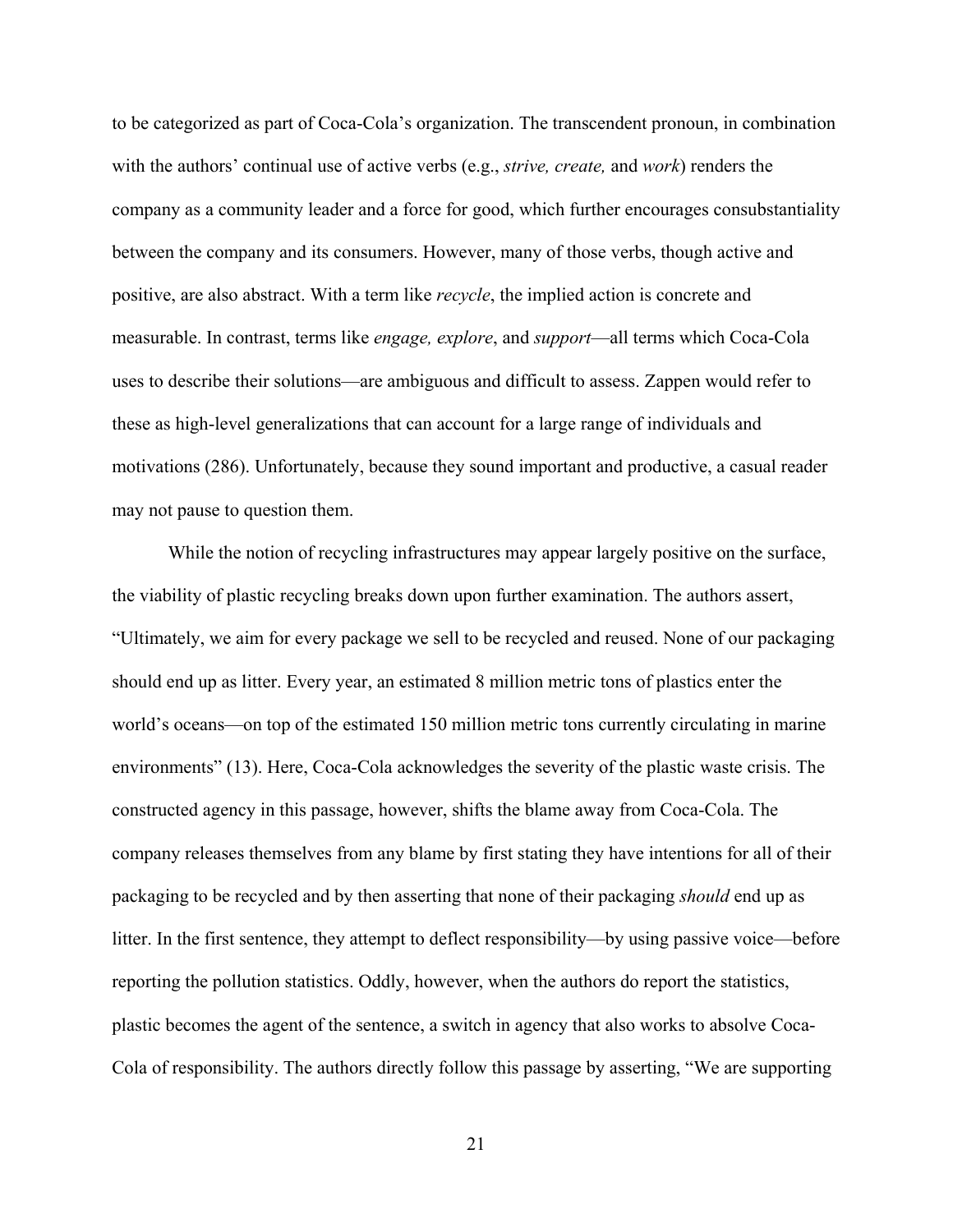to be categorized as part of Coca-Cola's organization. The transcendent pronoun, in combination with the authors' continual use of active verbs (e.g., *strive, create,* and *work*) renders the company as a community leader and a force for good, which further encourages consubstantiality between the company and its consumers. However, many of those verbs, though active and positive, are also abstract. With a term like *recycle*, the implied action is concrete and measurable. In contrast, terms like *engage, explore*, and *support*—all terms which Coca-Cola uses to describe their solutions—are ambiguous and difficult to assess. Zappen would refer to these as high-level generalizations that can account for a large range of individuals and motivations (286). Unfortunately, because they sound important and productive, a casual reader may not pause to question them.

While the notion of recycling infrastructures may appear largely positive on the surface, the viability of plastic recycling breaks down upon further examination. The authors assert, "Ultimately, we aim for every package we sell to be recycled and reused. None of our packaging should end up as litter. Every year, an estimated 8 million metric tons of plastics enter the world's oceans—on top of the estimated 150 million metric tons currently circulating in marine environments" (13). Here, Coca-Cola acknowledges the severity of the plastic waste crisis. The constructed agency in this passage, however, shifts the blame away from Coca-Cola. The company releases themselves from any blame by first stating they have intentions for all of their packaging to be recycled and by then asserting that none of their packaging *should* end up as litter. In the first sentence, they attempt to deflect responsibility—by using passive voice—before reporting the pollution statistics. Oddly, however, when the authors do report the statistics, plastic becomes the agent of the sentence, a switch in agency that also works to absolve Coca-Cola of responsibility. The authors directly follow this passage by asserting, "We are supporting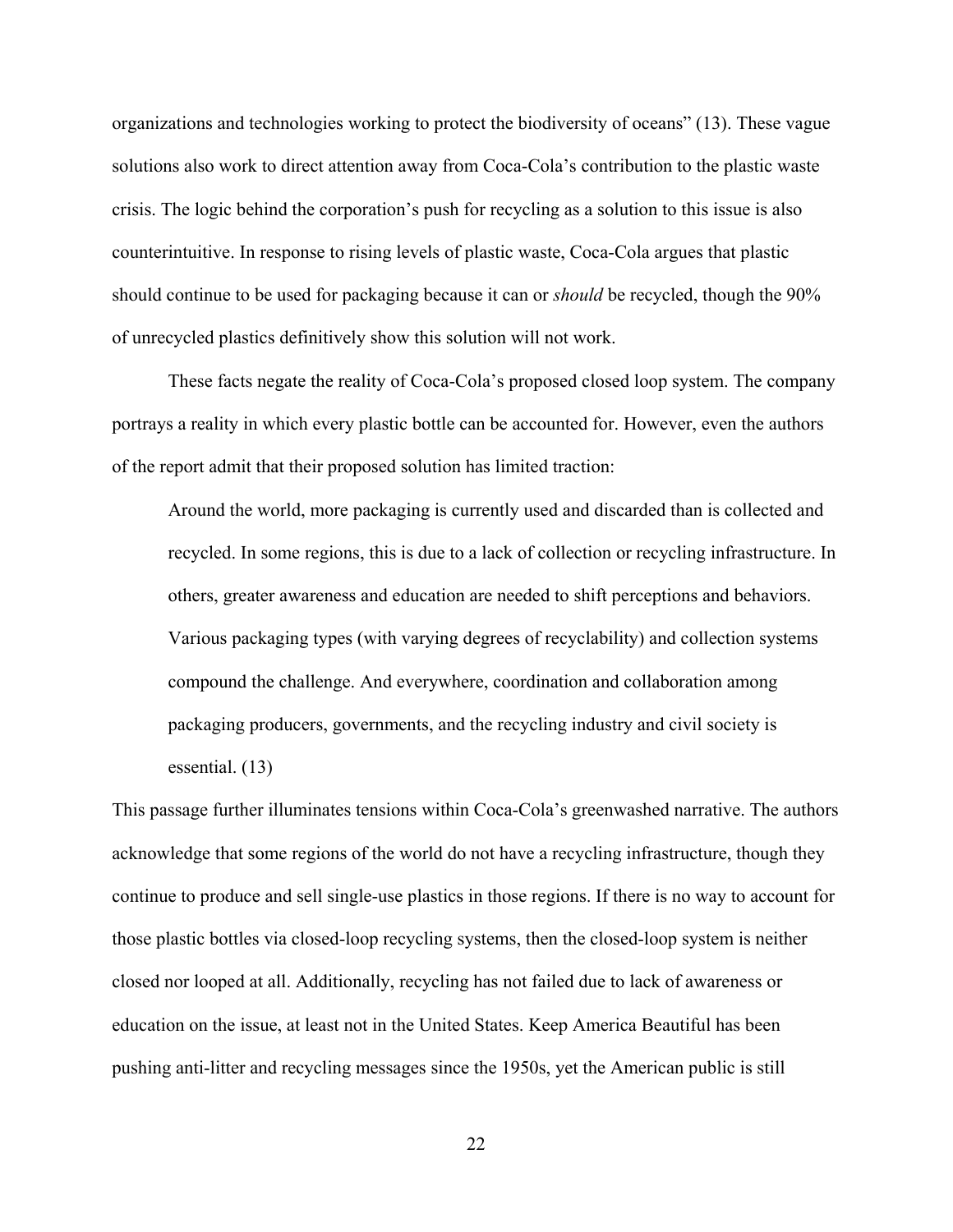organizations and technologies working to protect the biodiversity of oceans" (13). These vague solutions also work to direct attention away from Coca-Cola's contribution to the plastic waste crisis. The logic behind the corporation's push for recycling as a solution to this issue is also counterintuitive. In response to rising levels of plastic waste, Coca-Cola argues that plastic should continue to be used for packaging because it can or *should* be recycled, though the 90% of unrecycled plastics definitively show this solution will not work.

These facts negate the reality of Coca-Cola's proposed closed loop system. The company portrays a reality in which every plastic bottle can be accounted for. However, even the authors of the report admit that their proposed solution has limited traction:

> Around the world, more packaging is currently used and discarded than is collected and recycled. In some regions, this is due to a lack of collection or recycling infrastructure. In others, greater awareness and education are needed to shift perceptions and behaviors. Various packaging types (with varying degrees of recyclability) and collection systems compound the challenge. And everywhere, coordination and collaboration among packaging producers, governments, and the recycling industry and civil society is essential. (13)

This passage further illuminates tensions within Coca-Cola's greenwashed narrative. The authors acknowledge that some regions of the world do not have a recycling infrastructure, though they continue to produce and sell single-use plastics in those regions. If there is no way to account for those plastic bottles via closed-loop recycling systems, then the closed-loop system is neither closed nor looped at all. Additionally, recycling has not failed due to lack of awareness or education on the issue, at least not in the United States. Keep America Beautiful has been pushing anti-litter and recycling messages since the 1950s, yet the American public is still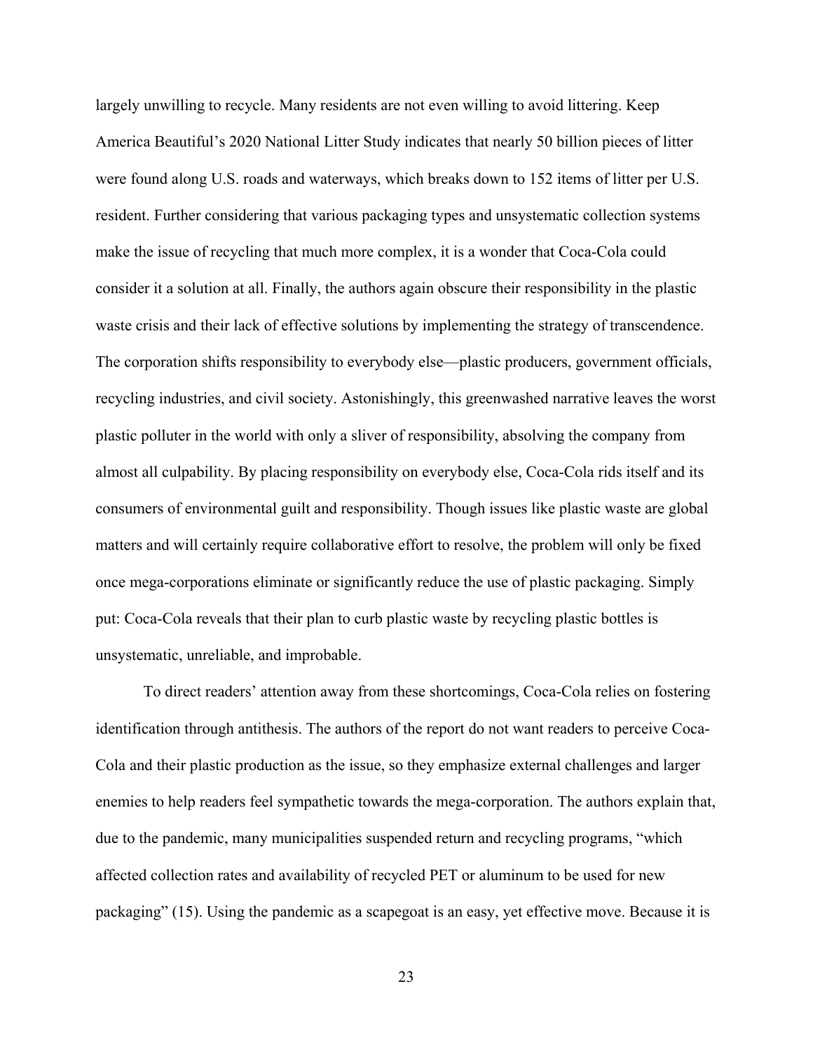largely unwilling to recycle. Many residents are not even willing to avoid littering. Keep America Beautiful's 2020 National Litter Study indicates that nearly 50 billion pieces of litter were found along U.S. roads and waterways, which breaks down to 152 items of litter per U.S. resident. Further considering that various packaging types and unsystematic collection systems make the issue of recycling that much more complex, it is a wonder that Coca-Cola could consider it a solution at all. Finally, the authors again obscure their responsibility in the plastic waste crisis and their lack of effective solutions by implementing the strategy of transcendence. The corporation shifts responsibility to everybody else—plastic producers, government officials, recycling industries, and civil society. Astonishingly, this greenwashed narrative leaves the worst plastic polluter in the world with only a sliver of responsibility, absolving the company from almost all culpability. By placing responsibility on everybody else, Coca-Cola rids itself and its consumers of environmental guilt and responsibility. Though issues like plastic waste are global matters and will certainly require collaborative effort to resolve, the problem will only be fixed once mega-corporations eliminate or significantly reduce the use of plastic packaging. Simply put: Coca-Cola reveals that their plan to curb plastic waste by recycling plastic bottles is unsystematic, unreliable, and improbable.

To direct readers' attention away from these shortcomings, Coca-Cola relies on fostering identification through antithesis. The authors of the report do not want readers to perceive Coca-Cola and their plastic production as the issue, so they emphasize external challenges and larger enemies to help readers feel sympathetic towards the mega-corporation. The authors explain that, due to the pandemic, many municipalities suspended return and recycling programs, "which affected collection rates and availability of recycled PET or aluminum to be used for new packaging" (15). Using the pandemic as a scapegoat is an easy, yet effective move. Because it is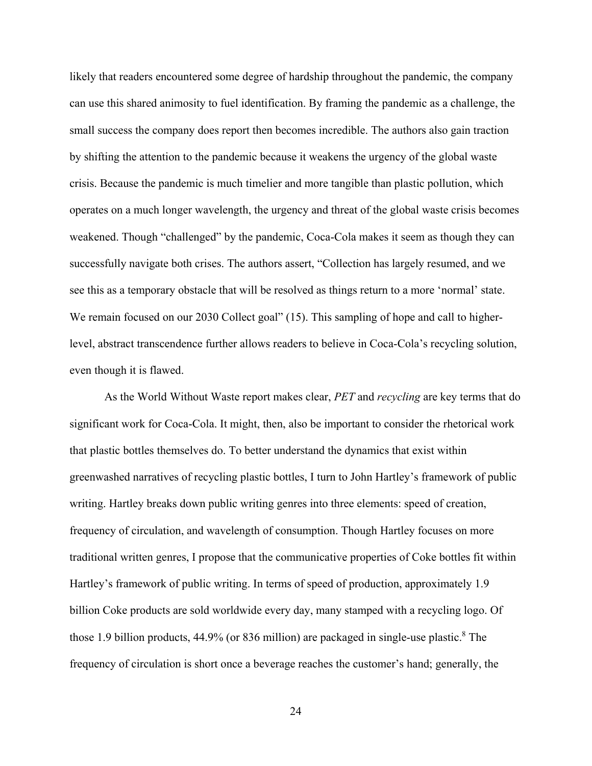likely that readers encountered some degree of hardship throughout the pandemic, the company can use this shared animosity to fuel identification. By framing the pandemic as a challenge, the small success the company does report then becomes incredible. The authors also gain traction by shifting the attention to the pandemic because it weakens the urgency of the global waste crisis. Because the pandemic is much timelier and more tangible than plastic pollution, which operates on a much longer wavelength, the urgency and threat of the global waste crisis becomes weakened. Though "challenged" by the pandemic, Coca-Cola makes it seem as though they can successfully navigate both crises. The authors assert, "Collection has largely resumed, and we see this as a temporary obstacle that will be resolved as things return to a more 'normal' state. We remain focused on our 2030 Collect goal" (15). This sampling of hope and call to higher-level, abstract transcendence further allows readers to believe in Coca-Cola's recycling solution, even though it is flawed.

As the World Without Waste report makes clear, *PET* and *recycling* are key terms that do significant work for Coca-Cola. It might, then, also be important to consider the rhetorical work that plastic bottles themselves do. To better understand the dynamics that exist within greenwashed narratives of recycling plastic bottles, I turn to John Hartley's framework of public writing. Hartley breaks down public writing genres into three elements: speed of creation, frequency of circulation, and wavelength of consumption. Though Hartley focuses on more traditional written genres, I propose that the communicative properties of Coke bottles fit within Hartley's framework of public writing. In terms of speed of production, approximately 1.9 billion Coke products are sold worldwide every day, many stamped with a recycling logo. Of those 1.9 billion products, 44.9% (or 836 million) are packaged in single-use plastic.[8] The frequency of circulation is short once a beverage reaches the customer's hand; generally, the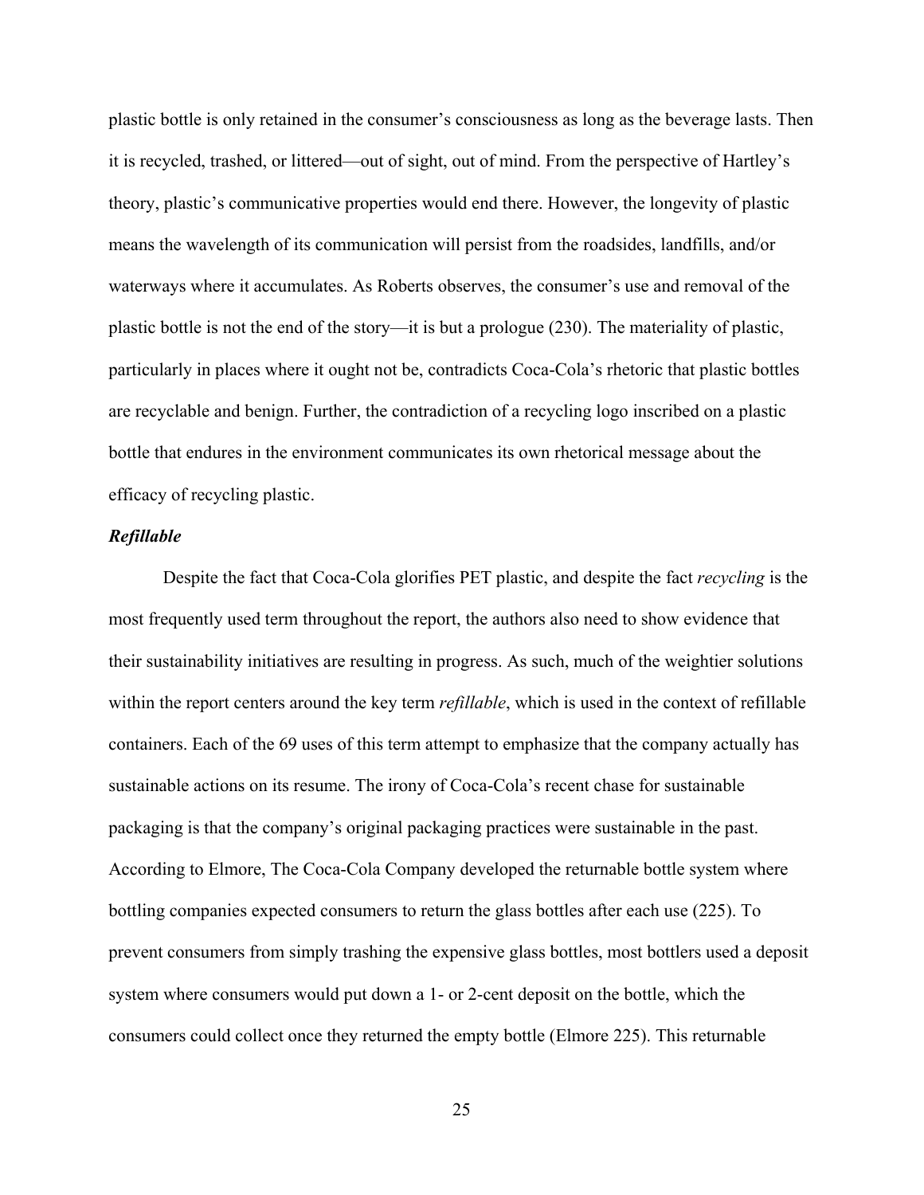plastic bottle is only retained in the consumer's consciousness as long as the beverage lasts. Then it is recycled, trashed, or littered—out of sight, out of mind. From the perspective of Hartley's theory, plastic's communicative properties would end there. However, the longevity of plastic means the wavelength of its communication will persist from the roadsides, landfills, and/or waterways where it accumulates. As Roberts observes, the consumer's use and removal of the plastic bottle is not the end of the story—it is but a prologue (230). The materiality of plastic, particularly in places where it ought not be, contradicts Coca-Cola's rhetoric that plastic bottles are recyclable and benign. Further, the contradiction of a recycling logo inscribed on a plastic bottle that endures in the environment communicates its own rhetorical message about the efficacy of recycling plastic.

### ***Refillable***

Despite the fact that Coca-Cola glorifies PET plastic, and despite the fact *recycling* is the most frequently used term throughout the report, the authors also need to show evidence that their sustainability initiatives are resulting in progress. As such, much of the weightier solutions within the report centers around the key term *refillable*, which is used in the context of refillable containers. Each of the 69 uses of this term attempt to emphasize that the company actually has sustainable actions on its resume. The irony of Coca-Cola's recent chase for sustainable packaging is that the company's original packaging practices were sustainable in the past. According to Elmore, The Coca-Cola Company developed the returnable bottle system where bottling companies expected consumers to return the glass bottles after each use (225). To prevent consumers from simply trashing the expensive glass bottles, most bottlers used a deposit system where consumers would put down a 1- or 2-cent deposit on the bottle, which the consumers could collect once they returned the empty bottle (Elmore 225). This returnable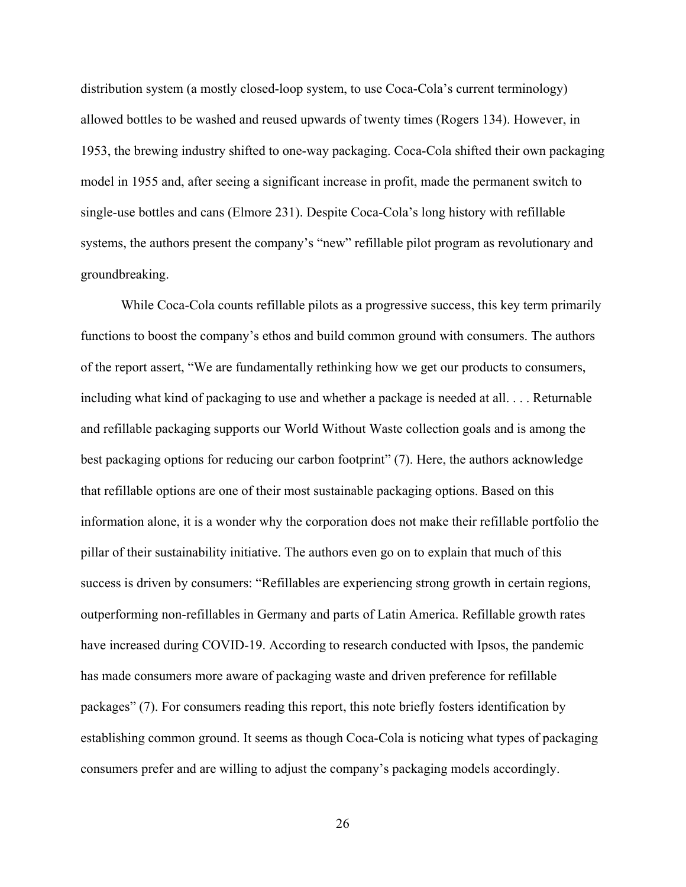distribution system (a mostly closed-loop system, to use Coca-Cola's current terminology) allowed bottles to be washed and reused upwards of twenty times (Rogers 134). However, in 1953, the brewing industry shifted to one-way packaging. Coca-Cola shifted their own packaging model in 1955 and, after seeing a significant increase in profit, made the permanent switch to single-use bottles and cans (Elmore 231). Despite Coca-Cola's long history with refillable systems, the authors present the company's "new" refillable pilot program as revolutionary and groundbreaking.

While Coca-Cola counts refillable pilots as a progressive success, this key term primarily functions to boost the company's ethos and build common ground with consumers. The authors of the report assert, "We are fundamentally rethinking how we get our products to consumers, including what kind of packaging to use and whether a package is needed at all. . . . Returnable and refillable packaging supports our World Without Waste collection goals and is among the best packaging options for reducing our carbon footprint" (7). Here, the authors acknowledge that refillable options are one of their most sustainable packaging options. Based on this information alone, it is a wonder why the corporation does not make their refillable portfolio the pillar of their sustainability initiative. The authors even go on to explain that much of this success is driven by consumers: "Refillables are experiencing strong growth in certain regions, outperforming non-refillables in Germany and parts of Latin America. Refillable growth rates have increased during COVID-19. According to research conducted with Ipsos, the pandemic has made consumers more aware of packaging waste and driven preference for refillable packages" (7). For consumers reading this report, this note briefly fosters identification by establishing common ground. It seems as though Coca-Cola is noticing what types of packaging consumers prefer and are willing to adjust the company's packaging models accordingly.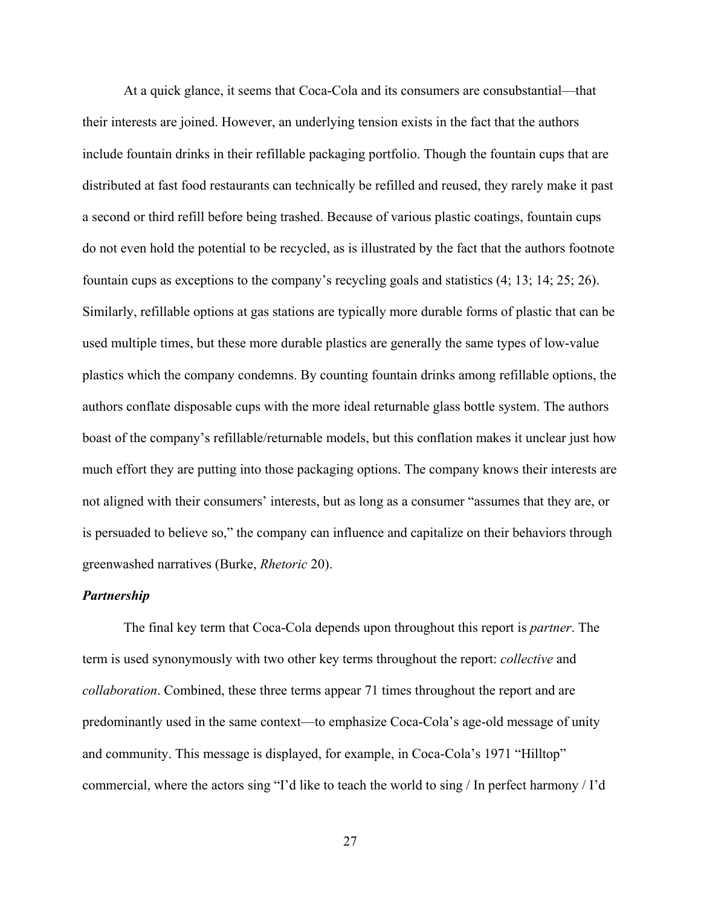At a quick glance, it seems that Coca-Cola and its consumers are consubstantial—that their interests are joined. However, an underlying tension exists in the fact that the authors include fountain drinks in their refillable packaging portfolio. Though the fountain cups that are distributed at fast food restaurants can technically be refilled and reused, they rarely make it past a second or third refill before being trashed. Because of various plastic coatings, fountain cups do not even hold the potential to be recycled, as is illustrated by the fact that the authors footnote fountain cups as exceptions to the company's recycling goals and statistics (4; 13; 14; 25; 26). Similarly, refillable options at gas stations are typically more durable forms of plastic that can be used multiple times, but these more durable plastics are generally the same types of low-value plastics which the company condemns. By counting fountain drinks among refillable options, the authors conflate disposable cups with the more ideal returnable glass bottle system. The authors boast of the company's refillable/returnable models, but this conflation makes it unclear just how much effort they are putting into those packaging options. The company knows their interests are not aligned with their consumers' interests, but as long as a consumer "assumes that they are, or is persuaded to believe so," the company can influence and capitalize on their behaviors through greenwashed narratives (Burke, *Rhetoric* 20).

***Partnership***

The final key term that Coca-Cola depends upon throughout this report is *partner*. The term is used synonymously with two other key terms throughout the report: *collective* and *collaboration*. Combined, these three terms appear 71 times throughout the report and are predominantly used in the same context—to emphasize Coca-Cola's age-old message of unity and community. This message is displayed, for example, in Coca-Cola's 1971 "Hilltop" commercial, where the actors sing "I'd like to teach the world to sing / In perfect harmony / I'd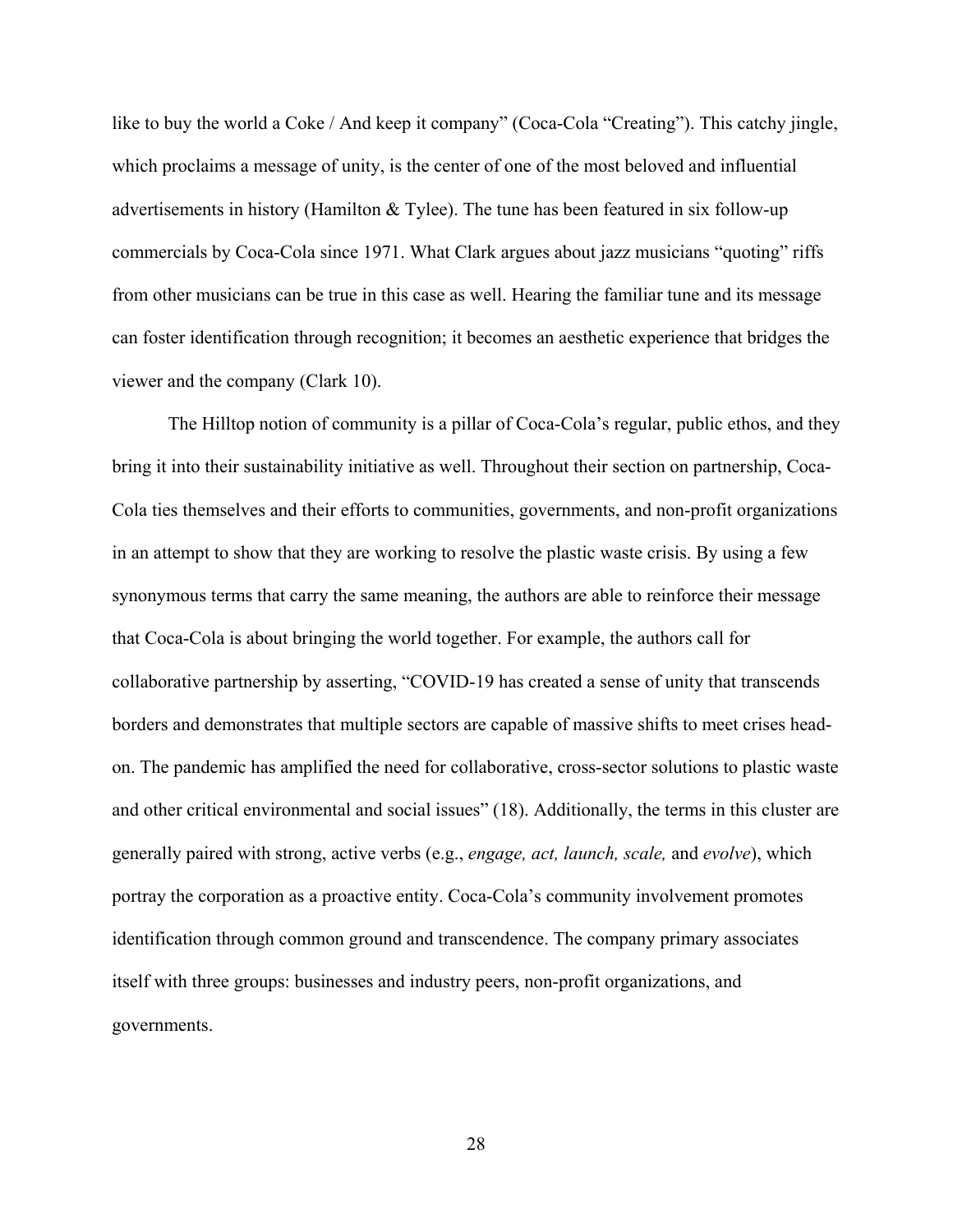like to buy the world a Coke / And keep it company" (Coca-Cola "Creating"). This catchy jingle, which proclaims a message of unity, is the center of one of the most beloved and influential advertisements in history (Hamilton & Tylee). The tune has been featured in six follow-up commercials by Coca-Cola since 1971. What Clark argues about jazz musicians "quoting" riffs from other musicians can be true in this case as well. Hearing the familiar tune and its message can foster identification through recognition; it becomes an aesthetic experience that bridges the viewer and the company (Clark 10).

The Hilltop notion of community is a pillar of Coca-Cola's regular, public ethos, and they bring it into their sustainability initiative as well. Throughout their section on partnership, Coca-Cola ties themselves and their efforts to communities, governments, and non-profit organizations in an attempt to show that they are working to resolve the plastic waste crisis. By using a few synonymous terms that carry the same meaning, the authors are able to reinforce their message that Coca-Cola is about bringing the world together. For example, the authors call for collaborative partnership by asserting, "COVID-19 has created a sense of unity that transcends borders and demonstrates that multiple sectors are capable of massive shifts to meet crises head-on. The pandemic has amplified the need for collaborative, cross-sector solutions to plastic waste and other critical environmental and social issues" (18). Additionally, the terms in this cluster are generally paired with strong, active verbs (e.g., *engage, act, launch, scale,* and *evolve*), which portray the corporation as a proactive entity. Coca-Cola's community involvement promotes identification through common ground and transcendence. The company primary associates itself with three groups: businesses and industry peers, non-profit organizations, and governments.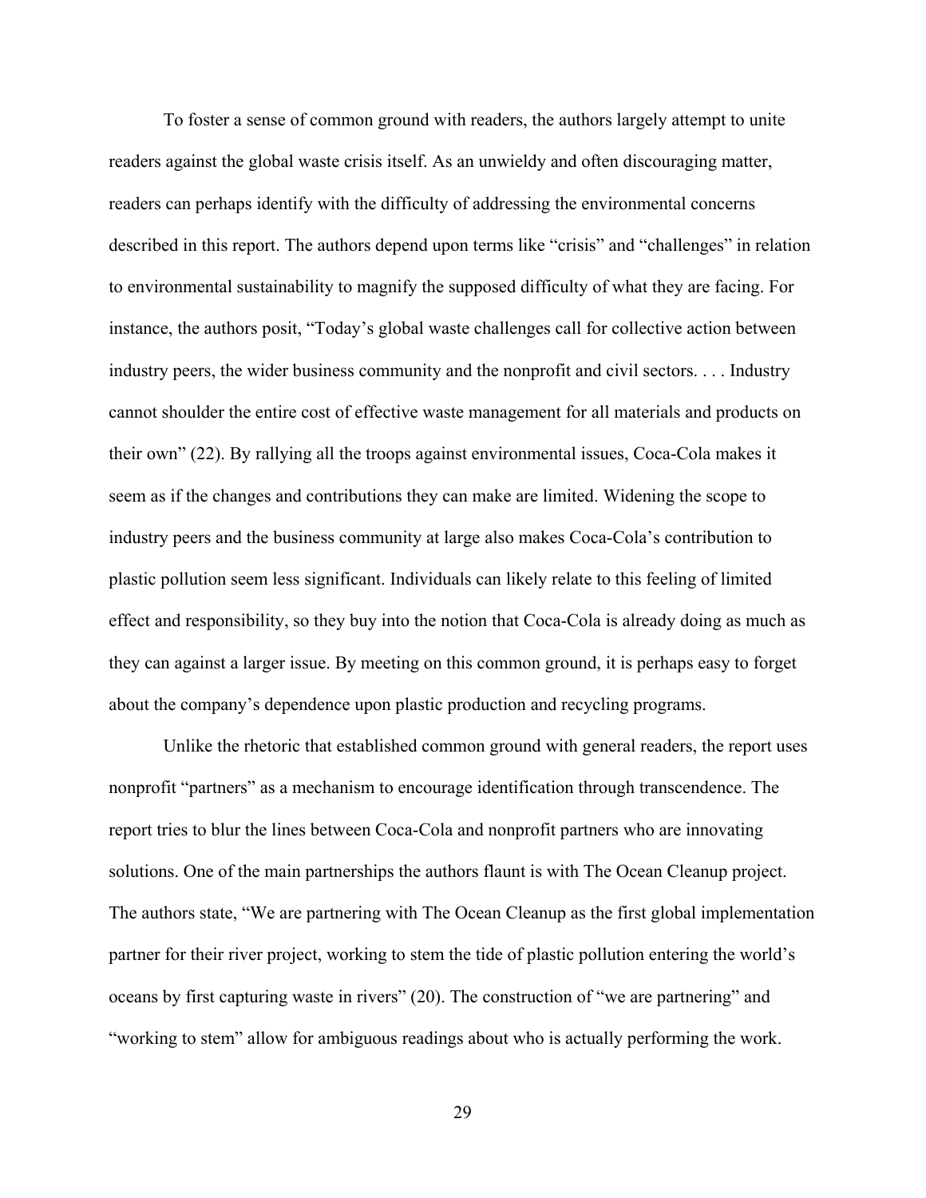To foster a sense of common ground with readers, the authors largely attempt to unite readers against the global waste crisis itself. As an unwieldy and often discouraging matter, readers can perhaps identify with the difficulty of addressing the environmental concerns described in this report. The authors depend upon terms like "crisis" and "challenges" in relation to environmental sustainability to magnify the supposed difficulty of what they are facing. For instance, the authors posit, "Today's global waste challenges call for collective action between industry peers, the wider business community and the nonprofit and civil sectors. . . . Industry cannot shoulder the entire cost of effective waste management for all materials and products on their own" (22). By rallying all the troops against environmental issues, Coca-Cola makes it seem as if the changes and contributions they can make are limited. Widening the scope to industry peers and the business community at large also makes Coca-Cola's contribution to plastic pollution seem less significant. Individuals can likely relate to this feeling of limited effect and responsibility, so they buy into the notion that Coca-Cola is already doing as much as they can against a larger issue. By meeting on this common ground, it is perhaps easy to forget about the company's dependence upon plastic production and recycling programs.

Unlike the rhetoric that established common ground with general readers, the report uses nonprofit "partners" as a mechanism to encourage identification through transcendence. The report tries to blur the lines between Coca-Cola and nonprofit partners who are innovating solutions. One of the main partnerships the authors flaunt is with The Ocean Cleanup project. The authors state, "We are partnering with The Ocean Cleanup as the first global implementation partner for their river project, working to stem the tide of plastic pollution entering the world's oceans by first capturing waste in rivers" (20). The construction of "we are partnering" and "working to stem" allow for ambiguous readings about who is actually performing the work.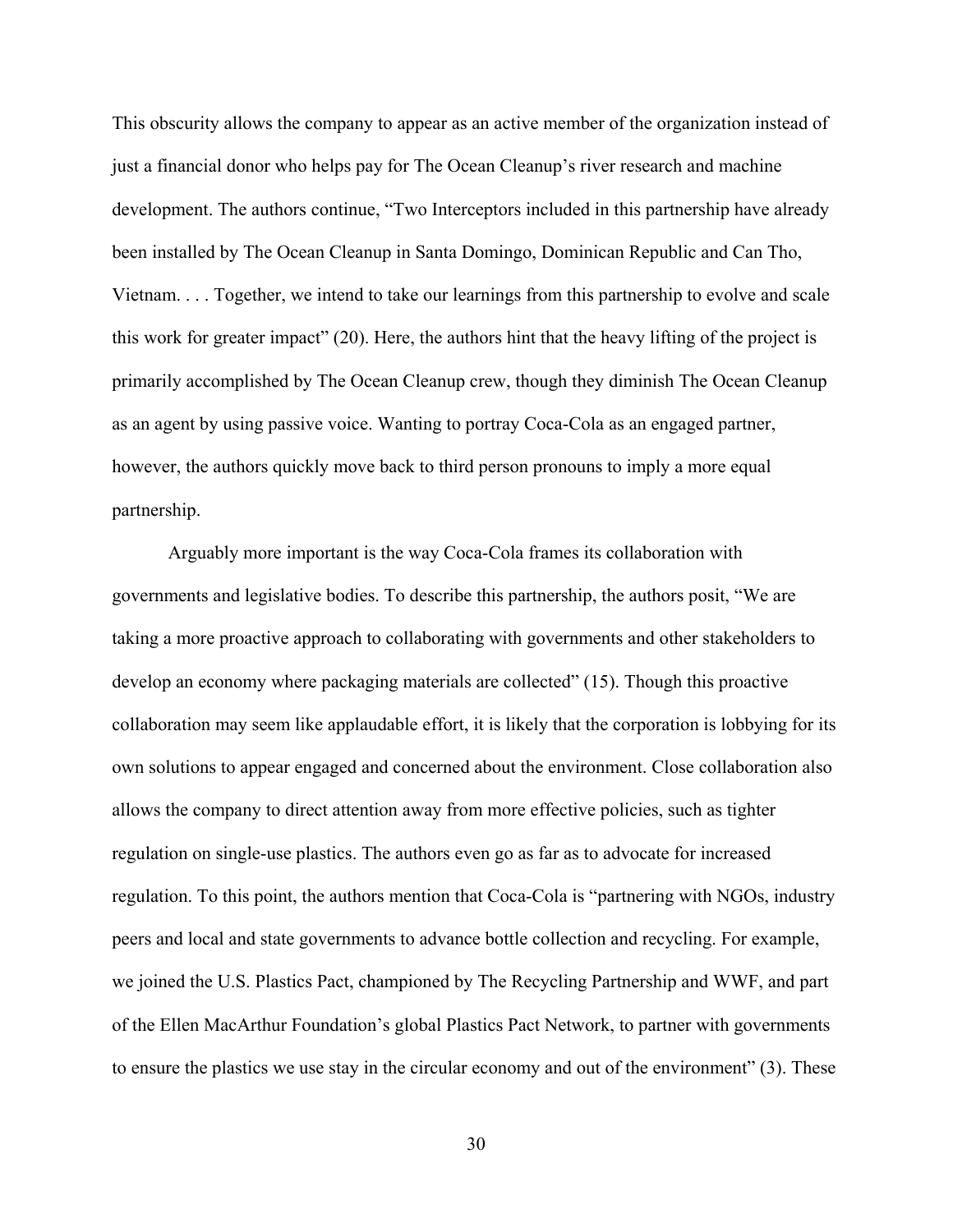This obscurity allows the company to appear as an active member of the organization instead of just a financial donor who helps pay for The Ocean Cleanup's river research and machine development. The authors continue, "Two Interceptors included in this partnership have already been installed by The Ocean Cleanup in Santa Domingo, Dominican Republic and Can Tho, Vietnam. . . . Together, we intend to take our learnings from this partnership to evolve and scale this work for greater impact" (20). Here, the authors hint that the heavy lifting of the project is primarily accomplished by The Ocean Cleanup crew, though they diminish The Ocean Cleanup as an agent by using passive voice. Wanting to portray Coca-Cola as an engaged partner, however, the authors quickly move back to third person pronouns to imply a more equal partnership.

Arguably more important is the way Coca-Cola frames its collaboration with governments and legislative bodies. To describe this partnership, the authors posit, "We are taking a more proactive approach to collaborating with governments and other stakeholders to develop an economy where packaging materials are collected" (15). Though this proactive collaboration may seem like applaudable effort, it is likely that the corporation is lobbying for its own solutions to appear engaged and concerned about the environment. Close collaboration also allows the company to direct attention away from more effective policies, such as tighter regulation on single-use plastics. The authors even go as far as to advocate for increased regulation. To this point, the authors mention that Coca-Cola is "partnering with NGOs, industry peers and local and state governments to advance bottle collection and recycling. For example, we joined the U.S. Plastics Pact, championed by The Recycling Partnership and WWF, and part of the Ellen MacArthur Foundation's global Plastics Pact Network, to partner with governments to ensure the plastics we use stay in the circular economy and out of the environment" (3). These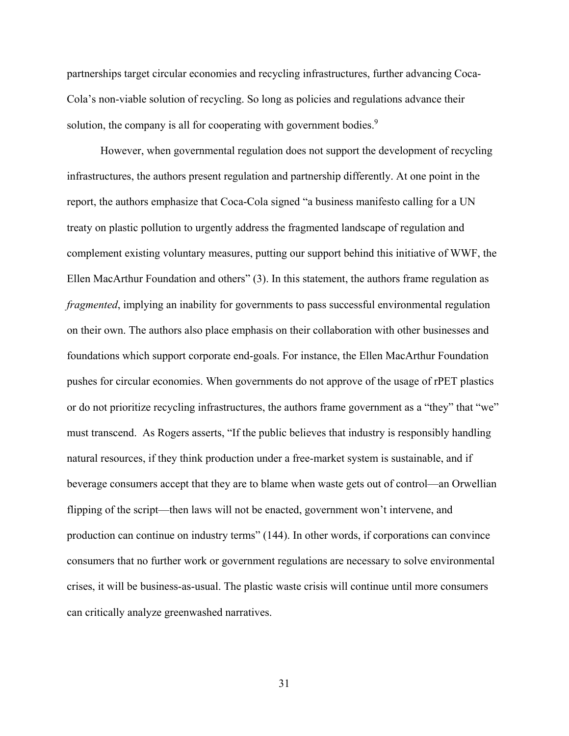partnerships target circular economies and recycling infrastructures, further advancing Coca-Cola's non-viable solution of recycling. So long as policies and regulations advance their solution, the company is all for cooperating with government bodies.[9]

However, when governmental regulation does not support the development of recycling infrastructures, the authors present regulation and partnership differently. At one point in the report, the authors emphasize that Coca-Cola signed "a business manifesto calling for a UN treaty on plastic pollution to urgently address the fragmented landscape of regulation and complement existing voluntary measures, putting our support behind this initiative of WWF, the Ellen MacArthur Foundation and others" (3). In this statement, the authors frame regulation as *fragmented*, implying an inability for governments to pass successful environmental regulation on their own. The authors also place emphasis on their collaboration with other businesses and foundations which support corporate end-goals. For instance, the Ellen MacArthur Foundation pushes for circular economies. When governments do not approve of the usage of rPET plastics or do not prioritize recycling infrastructures, the authors frame government as a "they" that "we" must transcend. As Rogers asserts, "If the public believes that industry is responsibly handling natural resources, if they think production under a free-market system is sustainable, and if beverage consumers accept that they are to blame when waste gets out of control—an Orwellian flipping of the script—then laws will not be enacted, government won't intervene, and production can continue on industry terms" (144). In other words, if corporations can convince consumers that no further work or government regulations are necessary to solve environmental crises, it will be business-as-usual. The plastic waste crisis will continue until more consumers can critically analyze greenwashed narratives.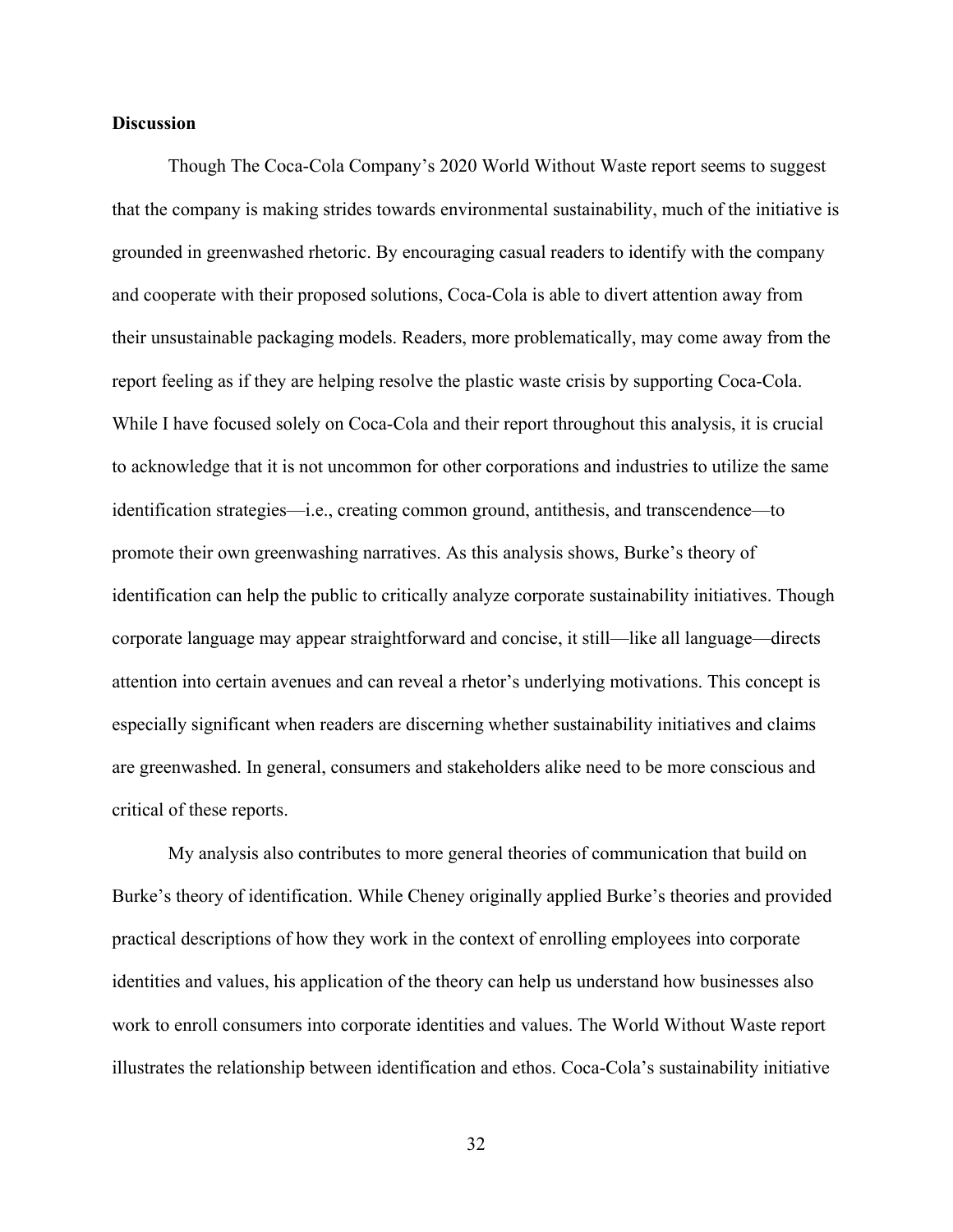**Discussion**

Though The Coca-Cola Company's 2020 World Without Waste report seems to suggest that the company is making strides towards environmental sustainability, much of the initiative is grounded in greenwashed rhetoric. By encouraging casual readers to identify with the company and cooperate with their proposed solutions, Coca-Cola is able to divert attention away from their unsustainable packaging models. Readers, more problematically, may come away from the report feeling as if they are helping resolve the plastic waste crisis by supporting Coca-Cola. While I have focused solely on Coca-Cola and their report throughout this analysis, it is crucial to acknowledge that it is not uncommon for other corporations and industries to utilize the same identification strategies—i.e., creating common ground, antithesis, and transcendence—to promote their own greenwashing narratives. As this analysis shows, Burke's theory of identification can help the public to critically analyze corporate sustainability initiatives. Though corporate language may appear straightforward and concise, it still—like all language—directs attention into certain avenues and can reveal a rhetor's underlying motivations. This concept is especially significant when readers are discerning whether sustainability initiatives and claims are greenwashed. In general, consumers and stakeholders alike need to be more conscious and critical of these reports.

My analysis also contributes to more general theories of communication that build on Burke's theory of identification. While Cheney originally applied Burke's theories and provided practical descriptions of how they work in the context of enrolling employees into corporate identities and values, his application of the theory can help us understand how businesses also work to enroll consumers into corporate identities and values. The World Without Waste report illustrates the relationship between identification and ethos. Coca-Cola's sustainability initiative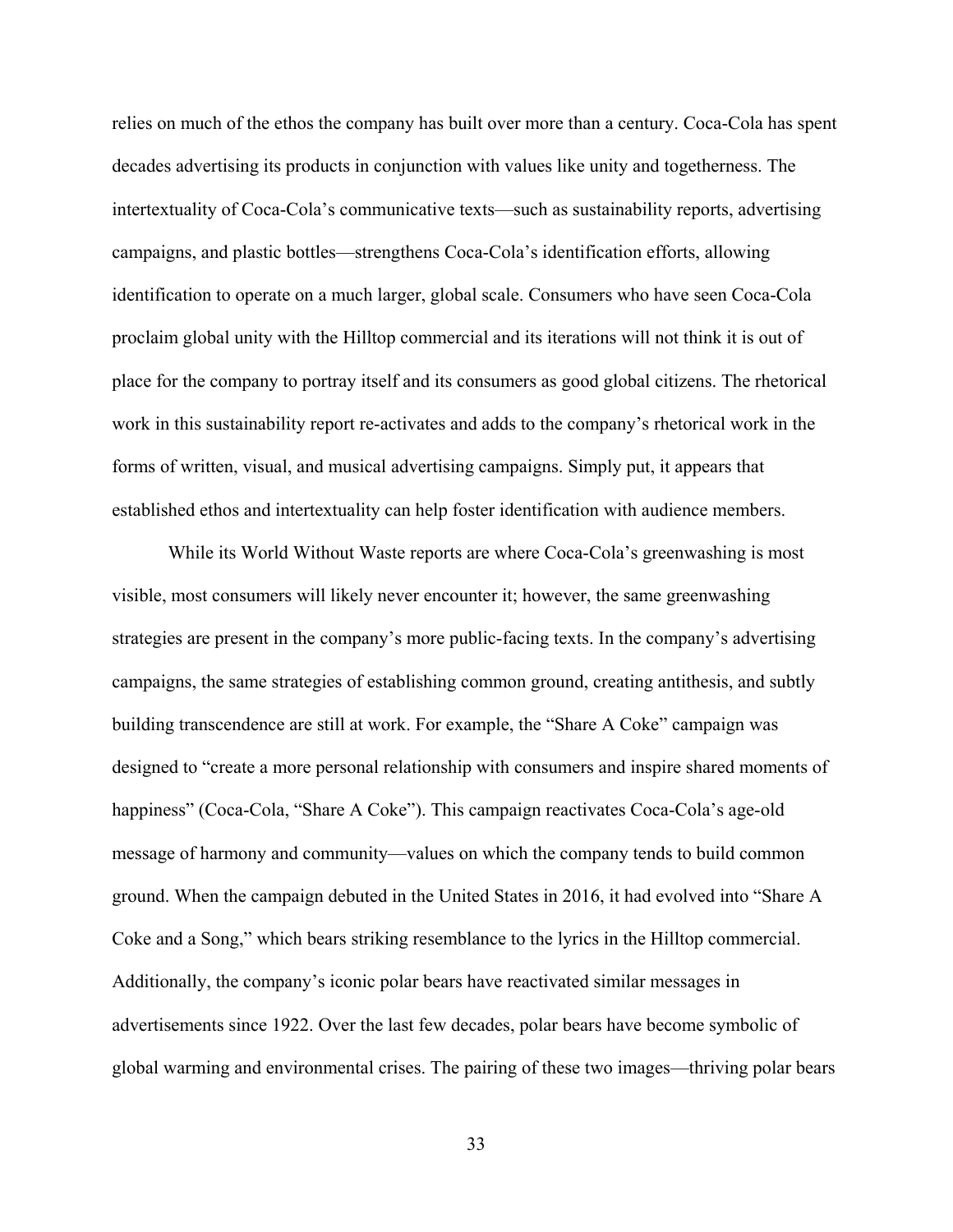relies on much of the ethos the company has built over more than a century. Coca-Cola has spent decades advertising its products in conjunction with values like unity and togetherness. The intertextuality of Coca-Cola's communicative texts—such as sustainability reports, advertising campaigns, and plastic bottles—strengthens Coca-Cola's identification efforts, allowing identification to operate on a much larger, global scale. Consumers who have seen Coca-Cola proclaim global unity with the Hilltop commercial and its iterations will not think it is out of place for the company to portray itself and its consumers as good global citizens. The rhetorical work in this sustainability report re-activates and adds to the company's rhetorical work in the forms of written, visual, and musical advertising campaigns. Simply put, it appears that established ethos and intertextuality can help foster identification with audience members.

While its World Without Waste reports are where Coca-Cola's greenwashing is most visible, most consumers will likely never encounter it; however, the same greenwashing strategies are present in the company's more public-facing texts. In the company's advertising campaigns, the same strategies of establishing common ground, creating antithesis, and subtly building transcendence are still at work. For example, the "Share A Coke" campaign was designed to "create a more personal relationship with consumers and inspire shared moments of happiness" (Coca-Cola, "Share A Coke"). This campaign reactivates Coca-Cola's age-old message of harmony and community—values on which the company tends to build common ground. When the campaign debuted in the United States in 2016, it had evolved into "Share A Coke and a Song," which bears striking resemblance to the lyrics in the Hilltop commercial. Additionally, the company's iconic polar bears have reactivated similar messages in advertisements since 1922. Over the last few decades, polar bears have become symbolic of global warming and environmental crises. The pairing of these two images—thriving polar bears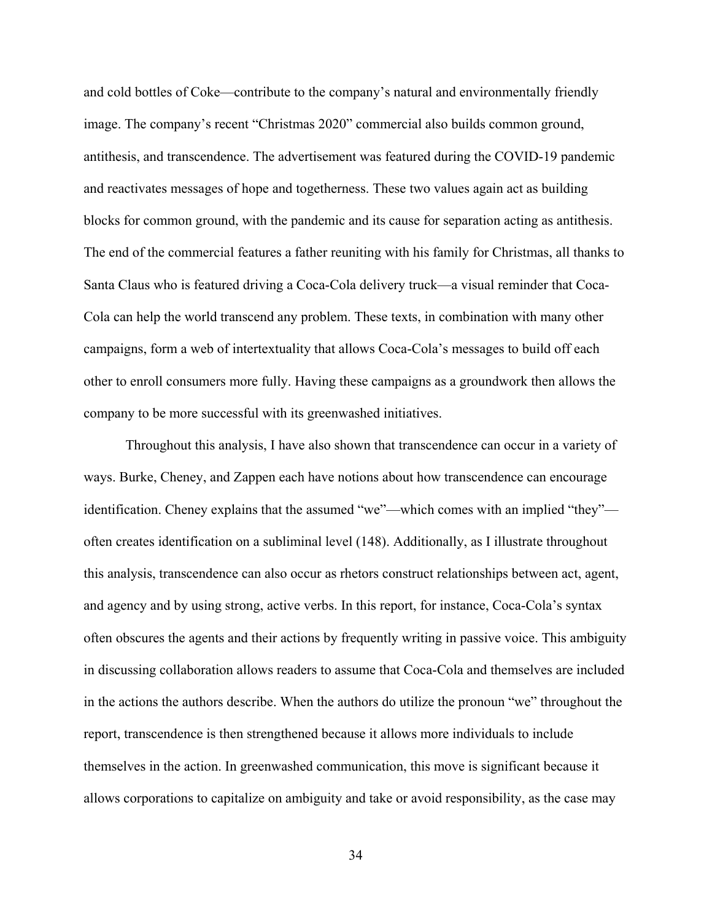and cold bottles of Coke—contribute to the company's natural and environmentally friendly image. The company's recent "Christmas 2020" commercial also builds common ground, antithesis, and transcendence. The advertisement was featured during the COVID-19 pandemic and reactivates messages of hope and togetherness. These two values again act as building blocks for common ground, with the pandemic and its cause for separation acting as antithesis. The end of the commercial features a father reuniting with his family for Christmas, all thanks to Santa Claus who is featured driving a Coca-Cola delivery truck—a visual reminder that Coca-Cola can help the world transcend any problem. These texts, in combination with many other campaigns, form a web of intertextuality that allows Coca-Cola's messages to build off each other to enroll consumers more fully. Having these campaigns as a groundwork then allows the company to be more successful with its greenwashed initiatives.

Throughout this analysis, I have also shown that transcendence can occur in a variety of ways. Burke, Cheney, and Zappen each have notions about how transcendence can encourage identification. Cheney explains that the assumed "we"—which comes with an implied "they"—often creates identification on a subliminal level (148). Additionally, as I illustrate throughout this analysis, transcendence can also occur as rhetors construct relationships between act, agent, and agency and by using strong, active verbs. In this report, for instance, Coca-Cola's syntax often obscures the agents and their actions by frequently writing in passive voice. This ambiguity in discussing collaboration allows readers to assume that Coca-Cola and themselves are included in the actions the authors describe. When the authors do utilize the pronoun "we" throughout the report, transcendence is then strengthened because it allows more individuals to include themselves in the action. In greenwashed communication, this move is significant because it allows corporations to capitalize on ambiguity and take or avoid responsibility, as the case may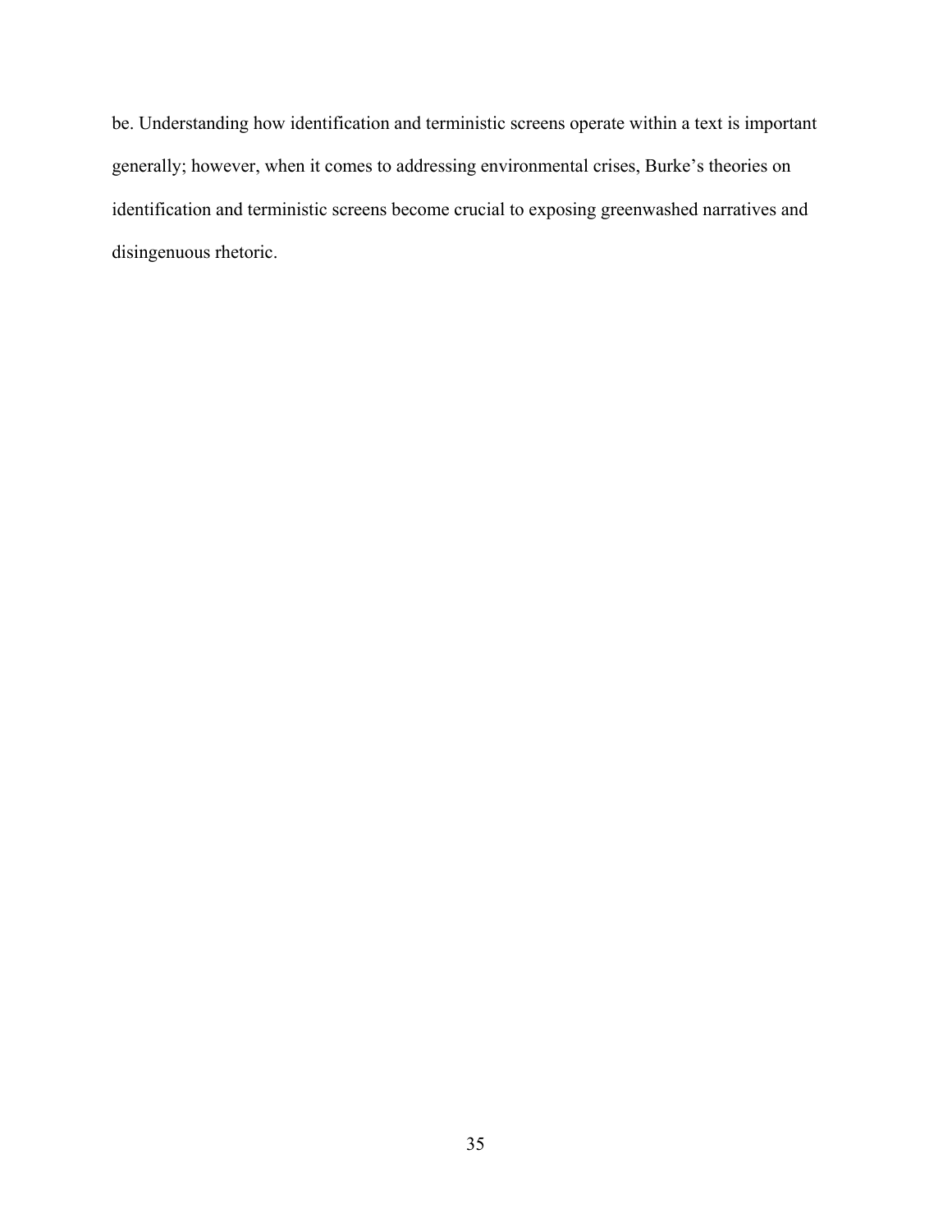be. Understanding how identification and terministic screens operate within a text is important generally; however, when it comes to addressing environmental crises, Burke's theories on identification and terministic screens become crucial to exposing greenwashed narratives and disingenuous rhetoric.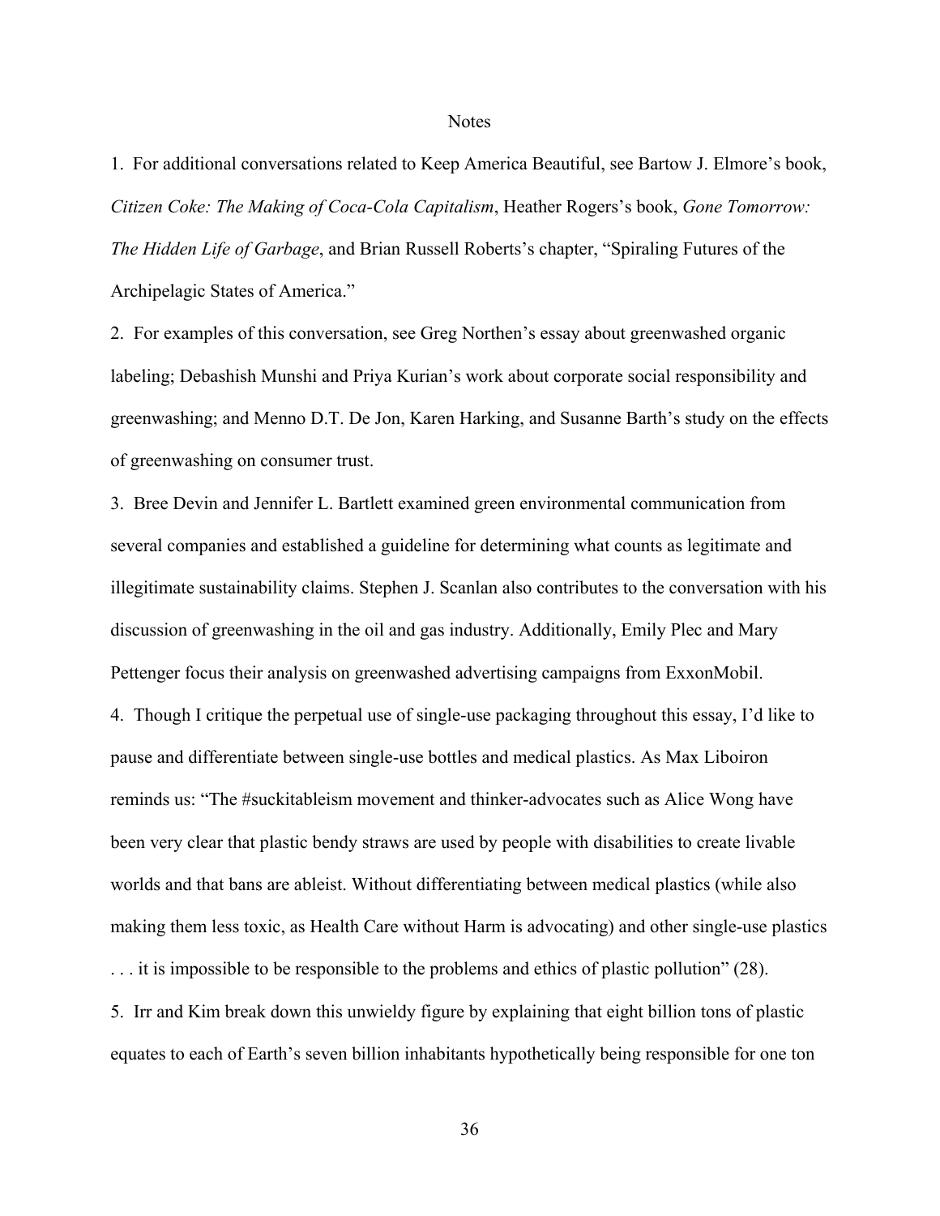# Notes

1. For additional conversations related to Keep America Beautiful, see Bartow J. Elmore's book, *Citizen Coke: The Making of Coca-Cola Capitalism*, Heather Rogers's book, *Gone Tomorrow: The Hidden Life of Garbage*, and Brian Russell Roberts's chapter, "Spiraling Futures of the Archipelagic States of America."

2. For examples of this conversation, see Greg Northen's essay about greenwashed organic labeling; Debashish Munshi and Priya Kurian's work about corporate social responsibility and greenwashing; and Menno D.T. De Jon, Karen Harking, and Susanne Barth's study on the effects of greenwashing on consumer trust.

3. Bree Devin and Jennifer L. Bartlett examined green environmental communication from several companies and established a guideline for determining what counts as legitimate and illegitimate sustainability claims. Stephen J. Scanlan also contributes to the conversation with his discussion of greenwashing in the oil and gas industry. Additionally, Emily Plec and Mary Pettenger focus their analysis on greenwashed advertising campaigns from ExxonMobil.

4. Though I critique the perpetual use of single-use packaging throughout this essay, I'd like to pause and differentiate between single-use bottles and medical plastics. As Max Liboiron reminds us: "The #suckitableism movement and thinker-advocates such as Alice Wong have been very clear that plastic bendy straws are used by people with disabilities to create livable worlds and that bans are ableist. Without differentiating between medical plastics (while also making them less toxic, as Health Care without Harm is advocating) and other single-use plastics . . . it is impossible to be responsible to the problems and ethics of plastic pollution" (28).

5. Irr and Kim break down this unwieldy figure by explaining that eight billion tons of plastic equates to each of Earth's seven billion inhabitants hypothetically being responsible for one ton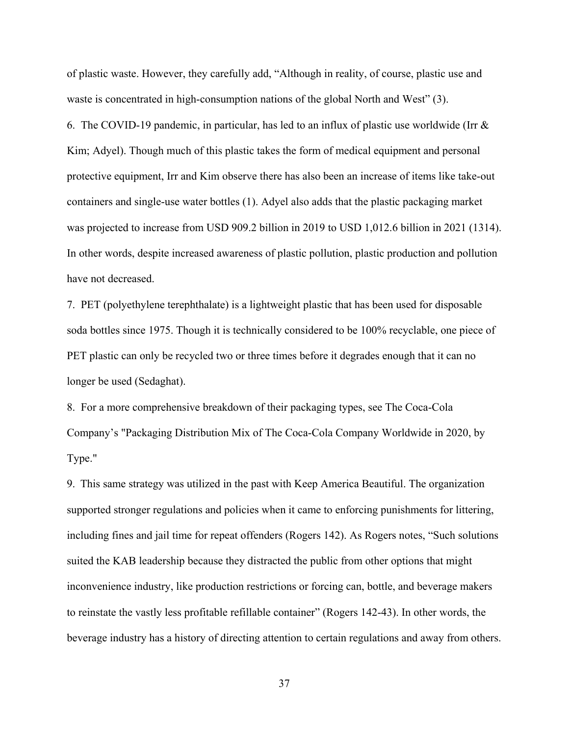of plastic waste. However, they carefully add, "Although in reality, of course, plastic use and waste is concentrated in high-consumption nations of the global North and West" (3).

6. The COVID-19 pandemic, in particular, has led to an influx of plastic use worldwide (Irr & Kim; Adyel). Though much of this plastic takes the form of medical equipment and personal protective equipment, Irr and Kim observe there has also been an increase of items like take-out containers and single-use water bottles (1). Adyel also adds that the plastic packaging market was projected to increase from USD 909.2 billion in 2019 to USD 1,012.6 billion in 2021 (1314). In other words, despite increased awareness of plastic pollution, plastic production and pollution have not decreased.

7. PET (polyethylene terephthalate) is a lightweight plastic that has been used for disposable soda bottles since 1975. Though it is technically considered to be 100% recyclable, one piece of PET plastic can only be recycled two or three times before it degrades enough that it can no longer be used (Sedaghat).

8. For a more comprehensive breakdown of their packaging types, see The Coca-Cola Company's "Packaging Distribution Mix of The Coca-Cola Company Worldwide in 2020, by Type."

9. This same strategy was utilized in the past with Keep America Beautiful. The organization supported stronger regulations and policies when it came to enforcing punishments for littering, including fines and jail time for repeat offenders (Rogers 142). As Rogers notes, "Such solutions suited the KAB leadership because they distracted the public from other options that might inconvenience industry, like production restrictions or forcing can, bottle, and beverage makers to reinstate the vastly less profitable refillable container" (Rogers 142-43). In other words, the beverage industry has a history of directing attention to certain regulations and away from others.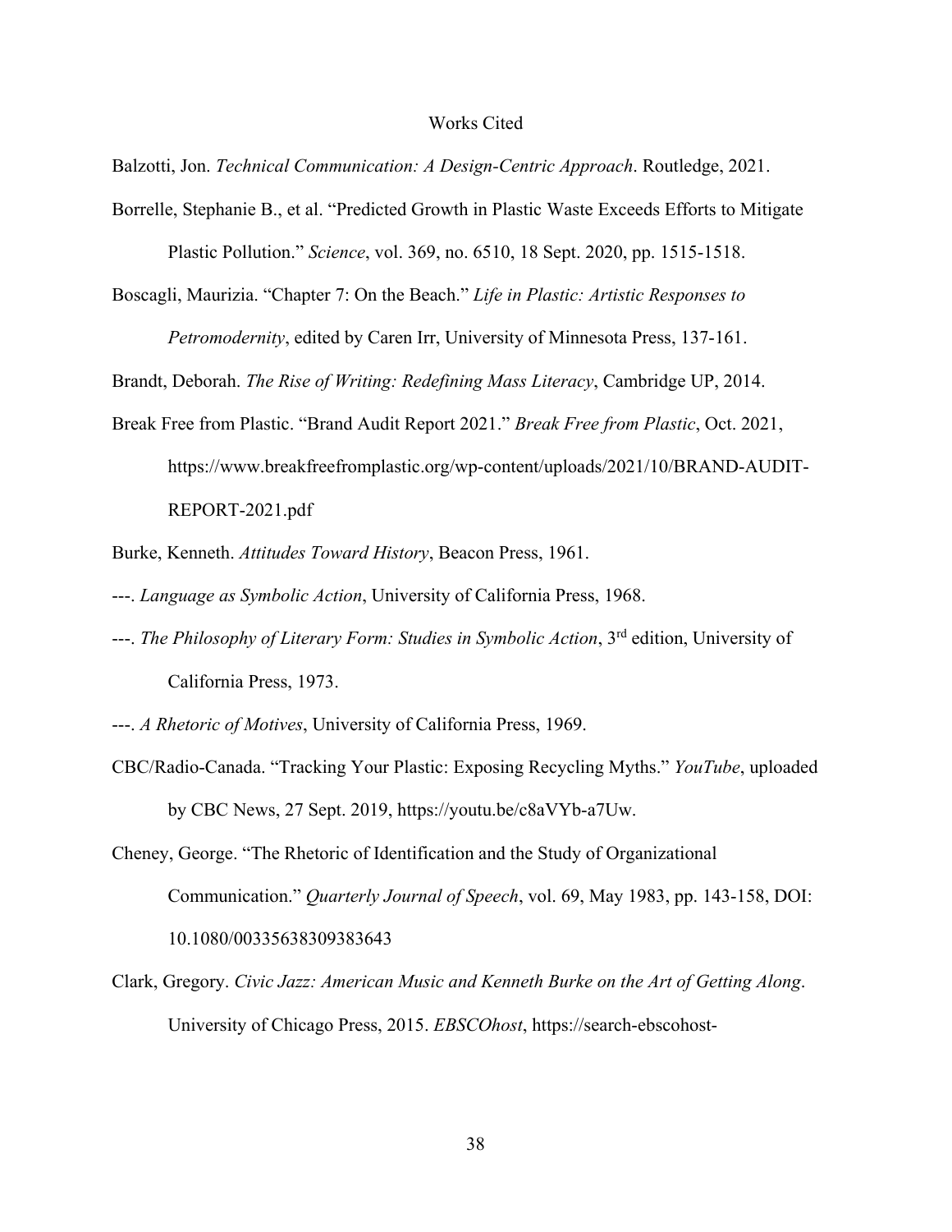# Works Cited

Balzotti, Jon. *Technical Communication: A Design-Centric Approach*. Routledge, 2021.

Borrelle, Stephanie B., et al. "Predicted Growth in Plastic Waste Exceeds Efforts to Mitigate Plastic Pollution." *Science*, vol. 369, no. 6510, 18 Sept. 2020, pp. 1515-1518.

Boscagli, Maurizia. "Chapter 7: On the Beach." *Life in Plastic: Artistic Responses to Petromodernity*, edited by Caren Irr, University of Minnesota Press, 137-161.

Brandt, Deborah. *The Rise of Writing: Redefining Mass Literacy*, Cambridge UP, 2014.

Break Free from Plastic. "Brand Audit Report 2021." *Break Free from Plastic*, Oct. 2021, https://www.breakfreefromplastic.org/wp-content/uploads/2021/10/BRAND-AUDIT-REPORT-2021.pdf

Burke, Kenneth. *Attitudes Toward History*, Beacon Press, 1961.

---. *Language as Symbolic Action*, University of California Press, 1968.

---. *The Philosophy of Literary Form: Studies in Symbolic Action*, 3rd edition, University of California Press, 1973.

---. *A Rhetoric of Motives*, University of California Press, 1969.

CBC/Radio-Canada. "Tracking Your Plastic: Exposing Recycling Myths." *YouTube*, uploaded by CBC News, 27 Sept. 2019, https://youtu.be/c8aVYb-a7Uw.

Cheney, George. "The Rhetoric of Identification and the Study of Organizational Communication." *Quarterly Journal of Speech*, vol. 69, May 1983, pp. 143-158, DOI: 10.1080/00335638309383643

Clark, Gregory. *Civic Jazz: American Music and Kenneth Burke on the Art of Getting Along*. University of Chicago Press, 2015. *EBSCOhost*, https://search-ebscohost-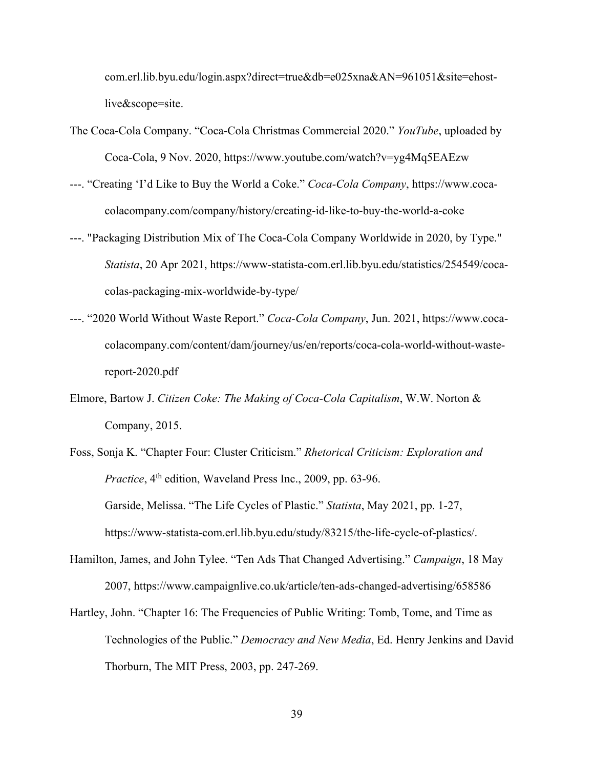com.erl.lib.byu.edu/login.aspx?direct=true&db=e025xna&AN=961051&site=ehost-live&scope=site.

The Coca-Cola Company. "Coca-Cola Christmas Commercial 2020." *YouTube*, uploaded by Coca-Cola, 9 Nov. 2020, https://www.youtube.com/watch?v=yg4Mq5EAEzw

---. "Creating 'I'd Like to Buy the World a Coke." *Coca-Cola Company*, https://www.coca-colacompany.com/company/history/creating-id-like-to-buy-the-world-a-coke

---. "Packaging Distribution Mix of The Coca-Cola Company Worldwide in 2020, by Type." *Statista*, 20 Apr 2021, https://www-statista-com.erl.lib.byu.edu/statistics/254549/coca-colas-packaging-mix-worldwide-by-type/

---. "2020 World Without Waste Report." *Coca-Cola Company*, Jun. 2021, https://www.coca-colacompany.com/content/dam/journey/us/en/reports/coca-cola-world-without-waste-report-2020.pdf

Elmore, Bartow J. *Citizen Coke: The Making of Coca-Cola Capitalism*, W.W. Norton & Company, 2015.

Foss, Sonja K. "Chapter Four: Cluster Criticism." *Rhetorical Criticism: Exploration and Practice*, 4th edition, Waveland Press Inc., 2009, pp. 63-96.

Garside, Melissa. "The Life Cycles of Plastic." *Statista*, May 2021, pp. 1-27, https://www-statista-com.erl.lib.byu.edu/study/83215/the-life-cycle-of-plastics/.

Hamilton, James, and John Tylee. "Ten Ads That Changed Advertising." *Campaign*, 18 May 2007, https://www.campaignlive.co.uk/article/ten-ads-changed-advertising/658586

Hartley, John. "Chapter 16: The Frequencies of Public Writing: Tomb, Tome, and Time as Technologies of the Public." *Democracy and New Media*, Ed. Henry Jenkins and David Thorburn, The MIT Press, 2003, pp. 247-269.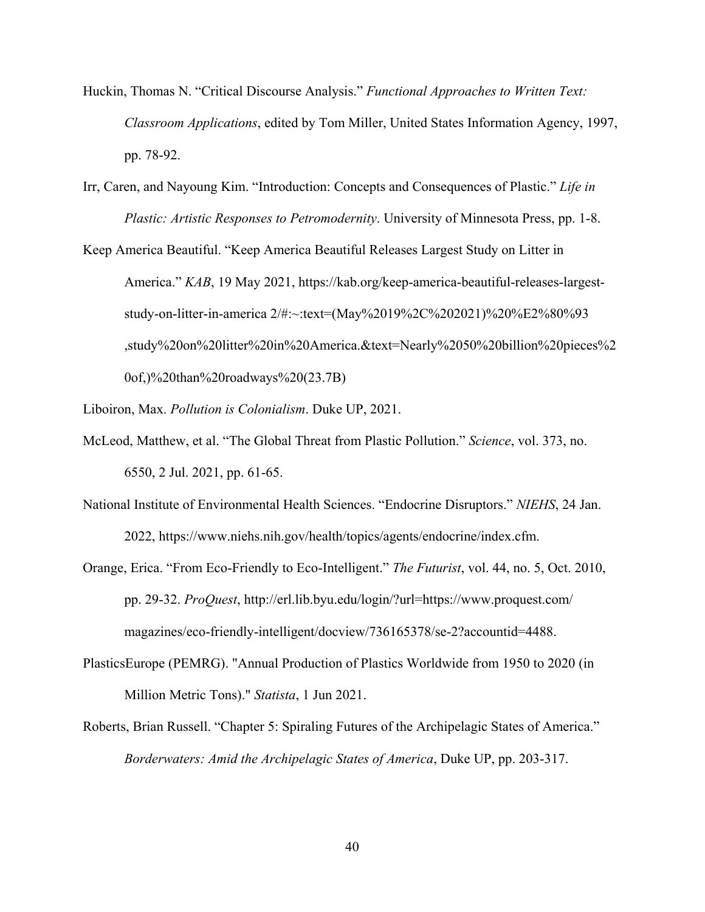Huckin, Thomas N. "Critical Discourse Analysis." *Functional Approaches to Written Text: Classroom Applications*, edited by Tom Miller, United States Information Agency, 1997, pp. 78-92.

Irr, Caren, and Nayoung Kim. "Introduction: Concepts and Consequences of Plastic." *Life in Plastic: Artistic Responses to Petromodernity*. University of Minnesota Press, pp. 1-8.

Keep America Beautiful. "Keep America Beautiful Releases Largest Study on Litter in America." *KAB*, 19 May 2021, https://kab.org/keep-america-beautiful-releases-largest-study-on-litter-in-america 2/#:~:text=(May%2019%2C%202021)%20%E2%80%93 ,study%20on%20litter%20in%20America.&text=Nearly%2050%20billion%20pieces%20of,)%20than%20roadways%20(23.7B)

Liboiron, Max. *Pollution is Colonialism*. Duke UP, 2021.

McLeod, Matthew, et al. "The Global Threat from Plastic Pollution." *Science*, vol. 373, no. 6550, 2 Jul. 2021, pp. 61-65.

National Institute of Environmental Health Sciences. "Endocrine Disruptors." *NIEHS*, 24 Jan. 2022, https://www.niehs.nih.gov/health/topics/agents/endocrine/index.cfm.

Orange, Erica. "From Eco-Friendly to Eco-Intelligent." *The Futurist*, vol. 44, no. 5, Oct. 2010, pp. 29-32. *ProQuest*, http://erl.lib.byu.edu/login/?url=https://www.proquest.com/magazines/eco-friendly-intelligent/docview/736165378/se-2?accountid=4488.

PlasticsEurope (PEMRG). "Annual Production of Plastics Worldwide from 1950 to 2020 (in Million Metric Tons)." *Statista*, 1 Jun 2021.

Roberts, Brian Russell. "Chapter 5: Spiraling Futures of the Archipelagic States of America." *Borderwaters: Amid the Archipelagic States of America*, Duke UP, pp. 203-317.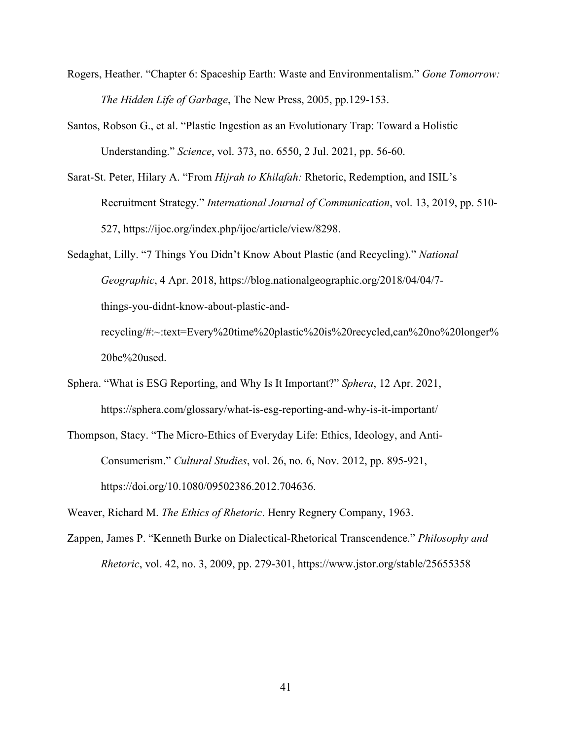Rogers, Heather. "Chapter 6: Spaceship Earth: Waste and Environmentalism." *Gone Tomorrow: The Hidden Life of Garbage*, The New Press, 2005, pp.129-153.

Santos, Robson G., et al. "Plastic Ingestion as an Evolutionary Trap: Toward a Holistic Understanding." *Science*, vol. 373, no. 6550, 2 Jul. 2021, pp. 56-60.

Sarat-St. Peter, Hilary A. "From *Hijrah to Khilafah:* Rhetoric, Redemption, and ISIL's Recruitment Strategy." *International Journal of Communication*, vol. 13, 2019, pp. 510-527, https://ijoc.org/index.php/ijoc/article/view/8298.

Sedaghat, Lilly. "7 Things You Didn't Know About Plastic (and Recycling)." *National Geographic*, 4 Apr. 2018, https://blog.nationalgeographic.org/2018/04/04/7-things-you-didnt-know-about-plastic-and-recycling/#:~:text=Every%20time%20plastic%20is%20recycled,can%20no%20longer%20be%20used.

Sphera. "What is ESG Reporting, and Why Is It Important?" *Sphera*, 12 Apr. 2021, https://sphera.com/glossary/what-is-esg-reporting-and-why-is-it-important/

Thompson, Stacy. "The Micro-Ethics of Everyday Life: Ethics, Ideology, and Anti-Consumerism." *Cultural Studies*, vol. 26, no. 6, Nov. 2012, pp. 895-921, https://doi.org/10.1080/09502386.2012.704636.

Weaver, Richard M. *The Ethics of Rhetoric*. Henry Regnery Company, 1963.

Zappen, James P. "Kenneth Burke on Dialectical-Rhetorical Transcendence." *Philosophy and Rhetoric*, vol. 42, no. 3, 2009, pp. 279-301, https://www.jstor.org/stable/25655358